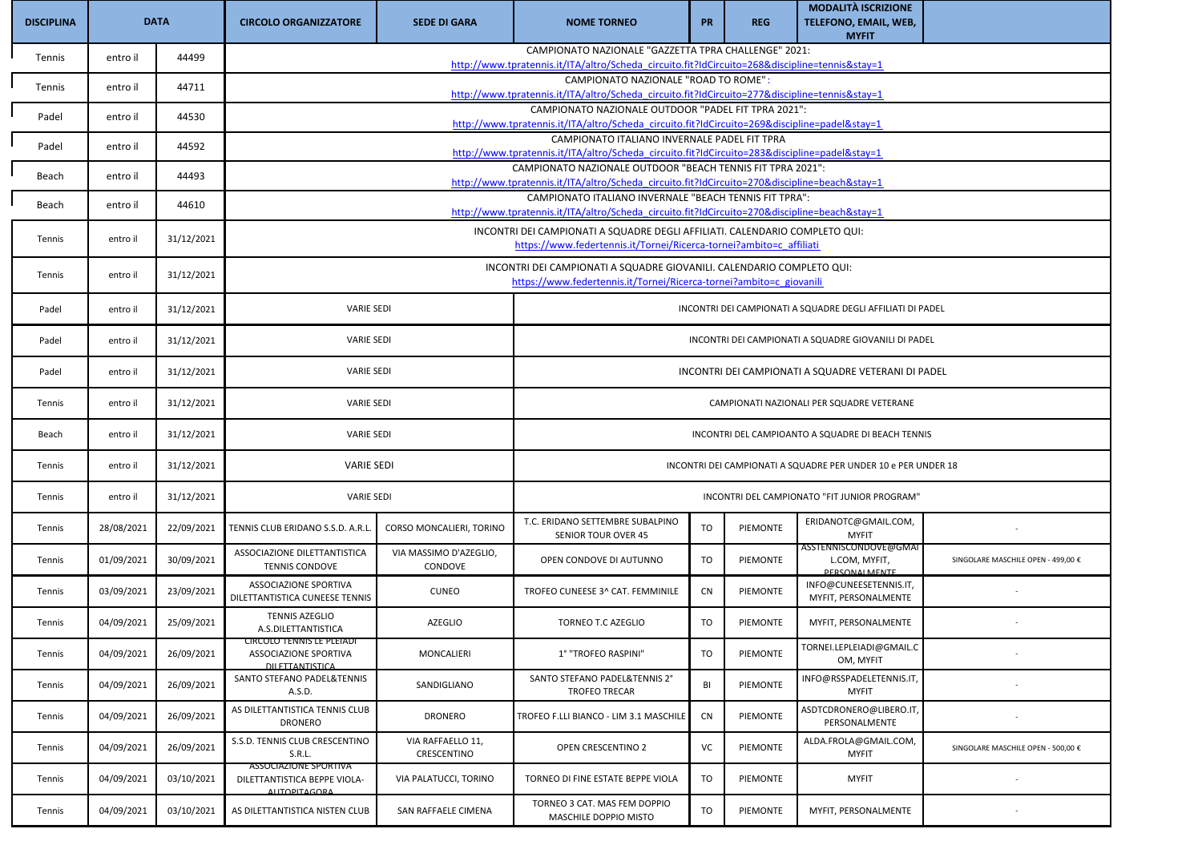| DISCIPLINA | DATA | | CIRCOLO ORGANIZZATORE | SEDE DI GARA | NOME TORNEO | PR | REG | MODALITÀ ISCRIZIONE TELEFONO, EMAIL, WEB, MYFIT | |
|---|---|---|---|---|---|---|---|---|---|
| Tennis | entro il | 44499 | CAMPIONATO NAZIONALE "GAZZETTA TPRA CHALLENGE" 2021: http://www.tpratennis.it/ITA/altro/Scheda_circuito.fit?IdCircuito=268&discipline=tennis&stay=1 | | | | | | |
| Tennis | entro il | 44711 | CAMPIONATO NAZIONALE "ROAD TO ROME": http://www.tpratennis.it/ITA/altro/Scheda_circuito.fit?IdCircuito=277&discipline=tennis&stay=1 | | | | | | |
| Padel | entro il | 44530 | CAMPIONATO NAZIONALE OUTDOOR "PADEL FIT TPRA 2021": http://www.tpratennis.it/ITA/altro/Scheda_circuito.fit?IdCircuito=269&discipline=padel&stay=1 | | | | | | |
| Padel | entro il | 44592 | CAMPIONATO ITALIANO INVERNALE PADEL FIT TPRA http://www.tpratennis.it/ITA/altro/Scheda_circuito.fit?IdCircuito=283&discipline=padel&stay=1 | | | | | | |
| Beach | entro il | 44493 | CAMPIONATO NAZIONALE OUTDOOR "BEACH TENNIS FIT TPRA 2021": http://www.tpratennis.it/ITA/altro/Scheda_circuito.fit?IdCircuito=270&discipline=beach&stay=1 | | | | | | |
| Beach | entro il | 44610 | CAMPIONATO ITALIANO INVERNALE "BEACH TENNIS FIT TPRA": http://www.tpratennis.it/ITA/altro/Scheda_circuito.fit?IdCircuito=270&discipline=beach&stay=1 | | | | | | |
| Tennis | entro il | 31/12/2021 | INCONTRI DEI CAMPIONATI A SQUADRE DEGLI AFFILIATI. CALENDARIO COMPLETO QUI: https://www.federtennis.it/Tornei/Ricerca-tornei?ambito=c_affiliati | | | | | | |
| Tennis | entro il | 31/12/2021 | INCONTRI DEI CAMPIONATI A SQUADRE GIOVANILI. CALENDARIO COMPLETO QUI: https://www.federtennis.it/Tornei/Ricerca-tornei?ambito=c_giovanili | | | | | | |
| Padel | entro il | 31/12/2021 | VARIE SEDI | | INCONTRI DEI CAMPIONATI A SQUADRE DEGLI AFFILIATI DI PADEL | | | | |
| Padel | entro il | 31/12/2021 | VARIE SEDI | | INCONTRI DEI CAMPIONATI A SQUADRE GIOVANILI DI PADEL | | | | |
| Padel | entro il | 31/12/2021 | VARIE SEDI | | INCONTRI DEI CAMPIONATI A SQUADRE VETERANI DI PADEL | | | | |
| Tennis | entro il | 31/12/2021 | VARIE SEDI | | CAMPIONATI NAZIONALI PER SQUADRE VETERANE | | | | |
| Beach | entro il | 31/12/2021 | VARIE SEDI | | INCONTRI DEL CAMPIOANTO A SQUADRE DI BEACH TENNIS | | | | |
| Tennis | entro il | 31/12/2021 | VARIE SEDI | | INCONTRI DEI CAMPIONATI A SQUADRE PER UNDER 10 e PER UNDER 18 | | | | |
| Tennis | entro il | 31/12/2021 | VARIE SEDI | | INCONTRI DEL CAMPIONATO "FIT JUNIOR PROGRAM" | | | | |
| Tennis | 28/08/2021 | 22/09/2021 | TENNIS CLUB ERIDANO S.S.D. A.R.L. | CORSO MONCALIERI, TORINO | T.C. ERIDANO SETTEMBRE SUBALPINO SENIOR TOUR OVER 45 | TO | PIEMONTE | ERIDANOTC@GMAIL.COM, MYFIT | - |
| Tennis | 01/09/2021 | 30/09/2021 | ASSOCIAZIONE DILETTANTISTICA TENNIS CONDOVE | VIA MASSIMO D'AZEGLIO, CONDOVE | OPEN CONDOVE DI AUTUNNO | TO | PIEMONTE | ASSTENNISCONDOVE@GMAIL.COM, MYFIT, PERSONALMENTE | SINGOLARE MASCHILE OPEN - 499,00 € |
| Tennis | 03/09/2021 | 23/09/2021 | ASSOCIAZIONE SPORTIVA DILETTANTISTICA CUNEESE TENNIS | CUNEO | TROFEO CUNEESE 3^ CAT. FEMMINILE | CN | PIEMONTE | INFO@CUNEESETENNIS.IT, MYFIT, PERSONALMENTE | - |
| Tennis | 04/09/2021 | 25/09/2021 | TENNIS AZEGLIO A.S.DILETTANTISTICA | AZEGLIO | TORNEO T.C AZEGLIO | TO | PIEMONTE | MYFIT, PERSONALMENTE | - |
| Tennis | 04/09/2021 | 26/09/2021 | CIRCOLO TENNIS LE PLEIADI ASSOCIAZIONE SPORTIVA DILETTANTISTICA | MONCALIERI | 1° "TROFEO RASPINI" | TO | PIEMONTE | TORNEI.LEPLEIADI@GMAIL.COM, MYFIT | - |
| Tennis | 04/09/2021 | 26/09/2021 | SANTO STEFANO PADEL&TENNIS A.S.D. | SANDIGLIANO | SANTO STEFANO PADEL&TENNIS 2° TROFEO TRECAR | BI | PIEMONTE | INFO@RSSPADELETENNIS.IT, MYFIT | - |
| Tennis | 04/09/2021 | 26/09/2021 | AS DILETTANTISTICA TENNIS CLUB DRONERO | DRONERO | TROFEO F.LLI BIANCO - LIM 3.1 MASCHILE | CN | PIEMONTE | ASDTCDRONERO@LIBERO.IT, PERSONALMENTE | - |
| Tennis | 04/09/2021 | 26/09/2021 | S.S.D. TENNIS CLUB CRESCENTINO S.R.L. | VIA RAFFAELLO 11, CRESCENTINO | OPEN CRESCENTINO 2 | VC | PIEMONTE | ALDA.FROLA@GMAIL.COM, MYFIT | SINGOLARE MASCHILE OPEN - 500,00 € |
| Tennis | 04/09/2021 | 03/10/2021 | ASSOCIAZIONE SPORTIVA DILETTANTISTICA BEPPE VIOLA-AUTOPITAGORA | VIA PALATUCCI, TORINO | TORNEO DI FINE ESTATE BEPPE VIOLA | TO | PIEMONTE | MYFIT | - |
| Tennis | 04/09/2021 | 03/10/2021 | AS DILETTANTISTICA NISTEN CLUB | SAN RAFFAELE CIMENA | TORNEO 3 CAT. MAS FEM DOPPIO MASCHILE DOPPIO MISTO | TO | PIEMONTE | MYFIT, PERSONALMENTE | - |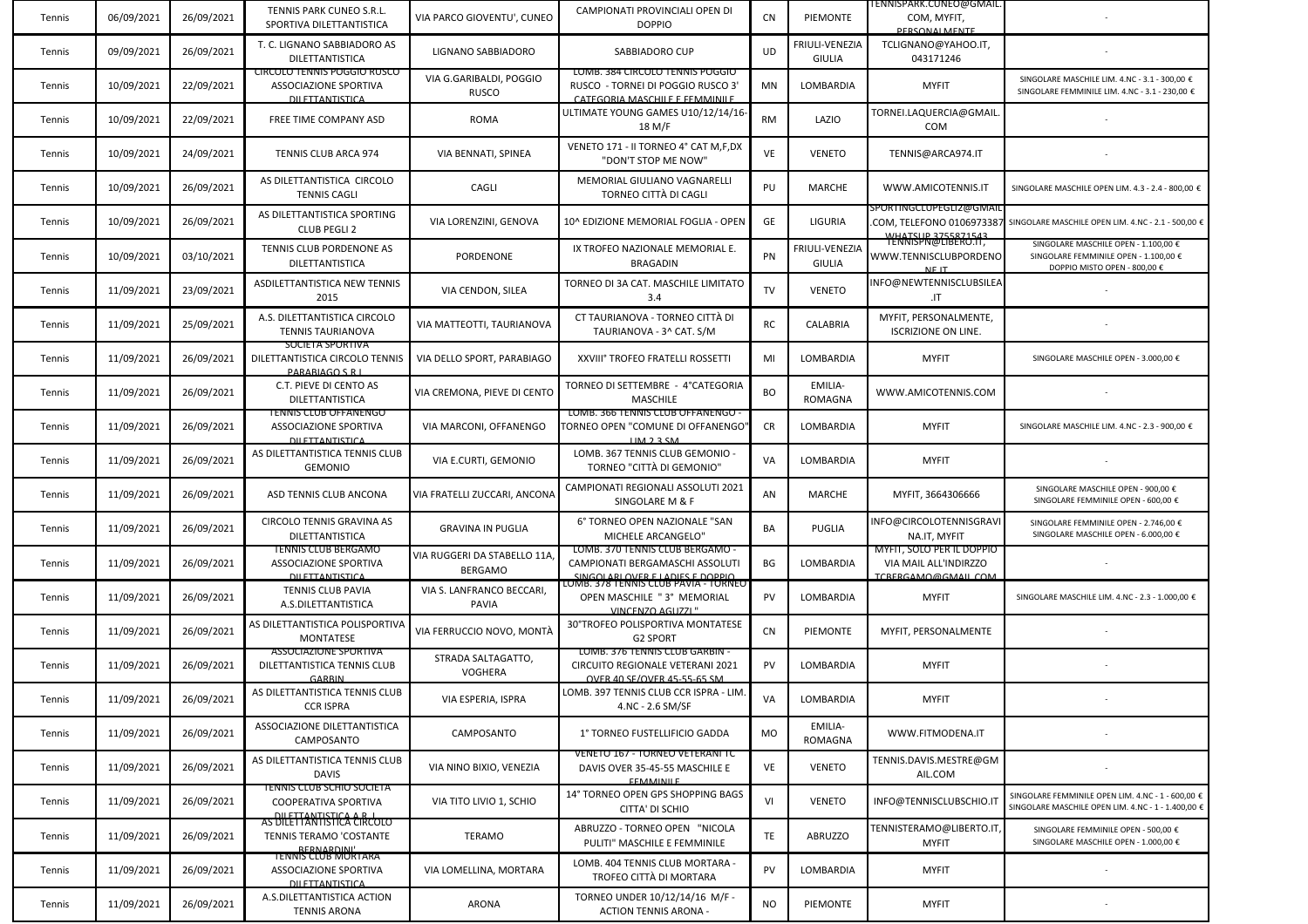| Tennis | 06/09/2021 | 26/09/2021 | TENNIS PARK CUNEO S.R.L. SPORTIVA DILETTANTISTICA | VIA PARCO GIOVENTU', CUNEO | CAMPIONATI PROVINCIALI OPEN DI DOPPIO | CN | PIEMONTE | TENNISPARK.CUNEO@GMAIL.COM, MYFIT, PERSONALMENTE | - |
|---|---|---|---|---|---|---|---|---|---|
| Tennis | 09/09/2021 | 26/09/2021 | T. C. LIGNANO SABBIADORO AS DILETTANTISTICA | LIGNANO SABBIADORO | SABBIADORO CUP | UD | FRIULI-VENEZIA GIULIA | TCLIGNANO@YAHOO.IT, 043171246 | - |
| Tennis | 10/09/2021 | 22/09/2021 | CIRCOLO TENNIS POGGIO RUSCO ASSOCIAZIONE SPORTIVA DILETTANTISTICA | VIA G.GARIBALDI, POGGIO RUSCO | LOMB. 384 CIRCOLO TENNIS POGGIO RUSCO - TORNEI DI POGGIO RUSCO 3' CATEGORIA MASCHILE E FEMMINILE | MN | LOMBARDIA | MYFIT | SINGOLARE MASCHILE LIM. 4.NC - 3.1 - 300,00 € SINGOLARE FEMMINILE LIM. 4.NC - 3.1 - 230,00 € |
| Tennis | 10/09/2021 | 22/09/2021 | FREE TIME COMPANY ASD | ROMA | ULTIMATE YOUNG GAMES U10/12/14/16-18 M/F | RM | LAZIO | TORNEI.LAQUERCIA@GMAIL.COM | - |
| Tennis | 10/09/2021 | 24/09/2021 | TENNIS CLUB ARCA 974 | VIA BENNATI, SPINEA | VENETO 171 - II TORNEO 4° CAT M,F,DX "DON'T STOP ME NOW" | VE | VENETO | TENNIS@ARCA974.IT | - |
| Tennis | 10/09/2021 | 26/09/2021 | AS DILETTANTISTICA CIRCOLO TENNIS CAGLI | CAGLI | MEMORIAL GIULIANO VAGNARELLI TORNEO CITTÀ DI CAGLI | PU | MARCHE | WWW.AMICOTENNIS.IT | SINGOLARE MASCHILE OPEN LIM. 4.3 - 2.4 - 800,00 € |
| Tennis | 10/09/2021 | 26/09/2021 | AS DILETTANTISTICA SPORTING CLUB PEGLI 2 | VIA LORENZINI, GENOVA | 10^ EDIZIONE MEMORIAL FOGLIA - OPEN | GE | LIGURIA | SPORTINGCLUPEGLI2@GMAIL.COM, TELEFONO 0106973387 WHATSUP 3755871543 | SINGOLARE MASCHILE OPEN LIM. 4.NC - 2.1 - 500,00 € |
| Tennis | 10/09/2021 | 03/10/2021 | TENNIS CLUB PORDENONE AS DILETTANTISTICA | PORDENONE | IX TROFEO NAZIONALE MEMORIAL E. BRAGADIN | PN | FRIULI-VENEZIA GIULIA | TENNISPN@LIBERO.IT, WWW.TENNISCLUBPORDENONE.IT | SINGOLARE MASCHILE OPEN - 1.100,00 € SINGOLARE FEMMINILE OPEN - 1.100,00 € DOPPIO MISTO OPEN - 800,00 € |
| Tennis | 11/09/2021 | 23/09/2021 | ASDILETTANTISTICA NEW TENNIS 2015 | VIA CENDON, SILEA | TORNEO DI 3A CAT. MASCHILE LIMITATO 3.4 | TV | VENETO | INFO@NEWTENNISCLUBSILEA.IT | - |
| Tennis | 11/09/2021 | 25/09/2021 | A.S. DILETTANTISTICA CIRCOLO TENNIS TAURIANOVA | VIA MATTEOTTI, TAURIANOVA | CT TAURIANOVA - TORNEO CITTÀ DI TAURIANOVA - 3^ CAT. S/M | RC | CALABRIA | MYFIT, PERSONALMENTE, ISCRIZIONE ON LINE. | - |
| Tennis | 11/09/2021 | 26/09/2021 | SOCIETA SPORTIVA DILETTANTISTICA CIRCOLO TENNIS PARABIAGO S.R.L. | VIA DELLO SPORT, PARABIAGO | XXVIII° TROFEO FRATELLI ROSSETTI | MI | LOMBARDIA | MYFIT | SINGOLARE MASCHILE OPEN - 3.000,00 € |
| Tennis | 11/09/2021 | 26/09/2021 | C.T. PIEVE DI CENTO AS DILETTANTISTICA | VIA CREMONA, PIEVE DI CENTO | TORNEO DI SETTEMBRE - 4°CATEGORIA MASCHILE | BO | EMILIA-ROMAGNA | WWW.AMICOTENNIS.COM | - |
| Tennis | 11/09/2021 | 26/09/2021 | TENNIS CLUB OFFANENGO ASSOCIAZIONE SPORTIVA DILETTANTISTICA | VIA MARCONI, OFFANENGO | LOMB. 366 TENNIS CLUB OFFANENGO - TORNEO OPEN "COMUNE DI OFFANENGO" LIM 2.3 SM | CR | LOMBARDIA | MYFIT | SINGOLARE MASCHILE LIM. 4.NC - 2.3 - 900,00 € |
| Tennis | 11/09/2021 | 26/09/2021 | AS DILETTANTISTICA TENNIS CLUB GEMONIO | VIA E.CURTI, GEMONIO | LOMB. 367 TENNIS CLUB GEMONIO - TORNEO "CITTÀ DI GEMONIO" | VA | LOMBARDIA | MYFIT | - |
| Tennis | 11/09/2021 | 26/09/2021 | ASD TENNIS CLUB ANCONA | VIA FRATELLI ZUCCARI, ANCONA | CAMPIONATI REGIONALI ASSOLUTI 2021 SINGOLARE M & F | AN | MARCHE | MYFIT, 3664306666 | SINGOLARE MASCHILE OPEN - 900,00 € SINGOLARE FEMMINILE OPEN - 600,00 € |
| Tennis | 11/09/2021 | 26/09/2021 | CIRCOLO TENNIS GRAVINA AS DILETTANTISTICA | GRAVINA IN PUGLIA | 6° TORNEO OPEN NAZIONALE "SAN MICHELE ARCANGELO" | BA | PUGLIA | INFO@CIRCOLOTENNISGRAVINA.IT, MYFIT | SINGOLARE FEMMINILE OPEN - 2.746,00 € SINGOLARE MASCHILE OPEN - 6.000,00 € |
| Tennis | 11/09/2021 | 26/09/2021 | TENNIS CLUB BERGAMO ASSOCIAZIONE SPORTIVA DILETTANTISTICA | VIA RUGGERI DA STABELLO 11A, BERGAMO | LOMB. 370 TENNIS CLUB BERGAMO - CAMPIONATI BERGAMASCHI ASSOLUTI SINGOLARI OVER E LADIES E DOPPIO | BG | LOMBARDIA | MYFIT, SOLO PER IL DOPPIO VIA MAIL ALL'INDIRZZO TCBERGAMO@GMAIL.COM | - |
| Tennis | 11/09/2021 | 26/09/2021 | TENNIS CLUB PAVIA A.S.DILETTANTISTICA | VIA S. LANFRANCO BECCARI, PAVIA | LOMB. 378 TENNIS CLUB PAVIA - TORNEO OPEN MASCHILE " 3° MEMORIAL VINCENZO AGUZZI " | PV | LOMBARDIA | MYFIT | SINGOLARE MASCHILE LIM. 4.NC - 2.3 - 1.000,00 € |
| Tennis | 11/09/2021 | 26/09/2021 | AS DILETTANTISTICA POLISPORTIVA MONTATESE | VIA FERRUCCIO NOVO, MONTÀ | 30°TROFEO POLISPORTIVA MONTATESE G2 SPORT | CN | PIEMONTE | MYFIT, PERSONALMENTE | - |
| Tennis | 11/09/2021 | 26/09/2021 | ASSOCIAZIONE SPORTIVA DILETTANTISTICA TENNIS CLUB GARBIN | STRADA SALTAGATTO, VOGHERA | LOMB. 376 TENNIS CLUB GARBIN - CIRCUITO REGIONALE VETERANI 2021 OVER 40 SF/OVER 45-55-65 SM | PV | LOMBARDIA | MYFIT | - |
| Tennis | 11/09/2021 | 26/09/2021 | AS DILETTANTISTICA TENNIS CLUB CCR ISPRA | VIA ESPERIA, ISPRA | LOMB. 397 TENNIS CLUB CCR ISPRA - LIM. 4.NC - 2.6 SM/SF | VA | LOMBARDIA | MYFIT | - |
| Tennis | 11/09/2021 | 26/09/2021 | ASSOCIAZIONE DILETTANTISTICA CAMPOSANTO | CAMPOSANTO | 1° TORNEO FUSTELLIFICIO GADDA | MO | EMILIA-ROMAGNA | WWW.FITMODENA.IT | - |
| Tennis | 11/09/2021 | 26/09/2021 | AS DILETTANTISTICA TENNIS CLUB DAVIS | VIA NINO BIXIO, VENEZIA | VENETO 167 - TORNEO VETERANI TC DAVIS OVER 35-45-55 MASCHILE E FEMMINILE | VE | VENETO | TENNIS.DAVIS.MESTRE@GMAIL.COM | - |
| Tennis | 11/09/2021 | 26/09/2021 | TENNIS CLUB SCHIO SOCIETA COOPERATIVA SPORTIVA DILETTANTISTICA A R.L. | VIA TITO LIVIO 1, SCHIO | 14° TORNEO OPEN GPS SHOPPING BAGS CITTA' DI SCHIO | VI | VENETO | INFO@TENNISCLUBSCHIO.IT | SINGOLARE FEMMINILE OPEN LIM. 4.NC - 1 - 600,00 € SINGOLARE MASCHILE OPEN LIM. 4.NC - 1 - 1.400,00 € |
| Tennis | 11/09/2021 | 26/09/2021 | AS DILETTANTISTICA CIRCOLO TENNIS TERAMO 'COSTANTE BERNARDINI' | TERAMO | ABRUZZO - TORNEO OPEN "NICOLA PULITI" MASCHILE E FEMMINILE | TE | ABRUZZO | TENNISTERAMO@LIBERTO.IT, MYFIT | SINGOLARE FEMMINILE OPEN - 500,00 € SINGOLARE MASCHILE OPEN - 1.000,00 € |
| Tennis | 11/09/2021 | 26/09/2021 | TENNIS CLUB MORTARA ASSOCIAZIONE SPORTIVA DILETTANTISTICA | VIA LOMELLINA, MORTARA | LOMB. 404 TENNIS CLUB MORTARA - TROFEO CITTÀ DI MORTARA | PV | LOMBARDIA | MYFIT | - |
| Tennis | 11/09/2021 | 26/09/2021 | A.S.DILETTANTISTICA ACTION TENNIS ARONA | ARONA | TORNEO UNDER 10/12/14/16 M/F - ACTION TENNIS ARONA - | NO | PIEMONTE | MYFIT | - |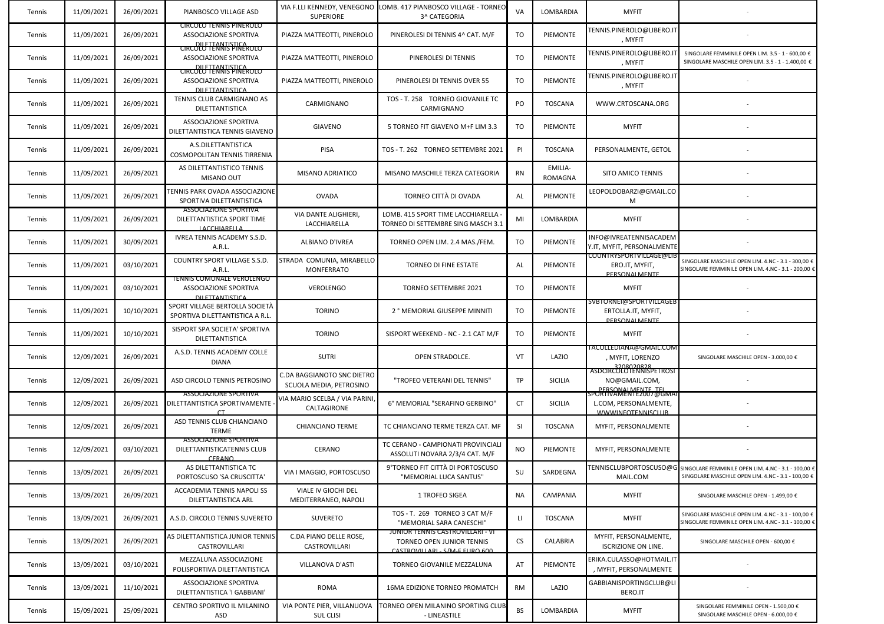| Tennis | 11/09/2021 | 26/09/2021 | PIANBOSCO VILLAGE ASD | VIA F.LLI KENNEDY, VENEGONO SUPERIORE | LOMB. 417 PIANBOSCO VILLAGE - TORNEO 3^ CATEGORIA | VA | LOMBARDIA | MYFIT | - |
|---|---|---|---|---|---|---|---|---|---|
| Tennis | 11/09/2021 | 26/09/2021 | CIRCOLO TENNIS PINEROLO ASSOCIAZIONE SPORTIVA DILETTANTISTICA | PIAZZA MATTEOTTI, PINEROLO | PINEROLESI DI TENNIS 4^ CAT. M/F | TO | PIEMONTE | TENNIS.PINEROLO@LIBERO.IT, MYFIT | - |
| Tennis | 11/09/2021 | 26/09/2021 | CIRCOLO TENNIS PINEROLO ASSOCIAZIONE SPORTIVA DILETTANTISTICA | PIAZZA MATTEOTTI, PINEROLO | PINEROLESI DI TENNIS | TO | PIEMONTE | TENNIS.PINEROLO@LIBERO.IT, MYFIT | SINGOLARE FEMMINILE OPEN LIM. 3.5 - 1 - 600,00 € SINGOLARE MASCHILE OPEN LIM. 3.5 - 1 - 1.400,00 € |
| Tennis | 11/09/2021 | 26/09/2021 | CIRCOLO TENNIS PINEROLO ASSOCIAZIONE SPORTIVA DILETTANTISTICA | PIAZZA MATTEOTTI, PINEROLO | PINEROLESI DI TENNIS OVER 55 | TO | PIEMONTE | TENNIS.PINEROLO@LIBERO.IT, MYFIT | - |
| Tennis | 11/09/2021 | 26/09/2021 | TENNIS CLUB CARMIGNANO AS DILETTANTISTICA | CARMIGNANO | TOS - T. 258 TORNEO GIOVANILE TC CARMIGNANO | PO | TOSCANA | WWW.CRTOSCANA.ORG | - |
| Tennis | 11/09/2021 | 26/09/2021 | ASSOCIAZIONE SPORTIVA DILETTANTISTICA TENNIS GIAVENO | GIAVENO | 5 TORNEO FIT GIAVENO M+F LIM 3.3 | TO | PIEMONTE | MYFIT | - |
| Tennis | 11/09/2021 | 26/09/2021 | A.S.DILETTANTISTICA COSMOPOLITAN TENNIS TIRRENIA | PISA | TOS - T. 262 TORNEO SETTEMBRE 2021 | PI | TOSCANA | PERSONALMENTE, GETOL | - |
| Tennis | 11/09/2021 | 26/09/2021 | AS DILETTANTISTICO TENNIS MISANO OUT | MISANO ADRIATICO | MISANO MASCHILE TERZA CATEGORIA | RN | EMILIA-ROMAGNA | SITO AMICO TENNIS | - |
| Tennis | 11/09/2021 | 26/09/2021 | TENNIS PARK OVADA ASSOCIAZIONE SPORTIVA DILETTANTISTICA | OVADA | TORNEO CITTÀ DI OVADA | AL | PIEMONTE | LEOPOLDOBARZI@GMAIL.COM | - |
| Tennis | 11/09/2021 | 26/09/2021 | ASSOCIAZIONE SPORTIVA DILETTANTISTICA SPORT TIME LACCHIARELLA | VIA DANTE ALIGHIERI, LACCHIARELLA | LOMB. 415 SPORT TIME LACCHIARELLA - TORNEO DI SETTEMBRE SING MASCH 3.1 | MI | LOMBARDIA | MYFIT | - |
| Tennis | 11/09/2021 | 30/09/2021 | IVREA TENNIS ACADEMY S.S.D. A.R.L. | ALBIANO D'IVREA | TORNEO OPEN LIM. 2.4 MAS./FEM. | TO | PIEMONTE | INFO@IVREATENNISACADEMY.IT, MYFIT, PERSONALMENTE | - |
| Tennis | 11/09/2021 | 03/10/2021 | COUNTRY SPORT VILLAGE S.S.D. A.R.L. | STRADA COMUNIA, MIRABELLO MONFERRATO | TORNEO DI FINE ESTATE | AL | PIEMONTE | COUNTRYSPORTVILLAGE@LIBERO.IT, MYFIT, PERSONALMENTE | SINGOLARE MASCHILE OPEN LIM. 4.NC - 3.1 - 300,00 € SINGOLARE FEMMINILE OPEN LIM. 4.NC - 3.1 - 200,00 € |
| Tennis | 11/09/2021 | 03/10/2021 | TENNIS COMUNALE VEROLENGO ASSOCIAZIONE SPORTIVA DILETTANTISTICA | VEROLENGO | TORNEO SETTEMBRE 2021 | TO | PIEMONTE | MYFIT | - |
| Tennis | 11/09/2021 | 10/10/2021 | SPORT VILLAGE BERTOLLA SOCIETÀ SPORTIVA DILETTANTISTICA A R.L. | TORINO | 2 ° MEMORIAL GIUSEPPE MINNITI | TO | PIEMONTE | SVBTORNEI@SPORTVILLAGEBERTOLLA.IT, MYFIT, PERSONALMENTE | - |
| Tennis | 11/09/2021 | 10/10/2021 | SISPORT SPA SOCIETA' SPORTIVA DILETTANTISTICA | TORINO | SISPORT WEEKEND - NC - 2.1 CAT M/F | TO | PIEMONTE | MYFIT | - |
| Tennis | 12/09/2021 | 26/09/2021 | A.S.D. TENNIS ACADEMY COLLE DIANA | SUTRI | OPEN STRADOLCE. | VT | LAZIO | TACOLLEDIANA@GMAIL.COM, MYFIT, LORENZO 3208020828 | SINGOLARE MASCHILE OPEN - 3.000,00 € |
| Tennis | 12/09/2021 | 26/09/2021 | ASD CIRCOLO TENNIS PETROSINO | C.DA BAGGIANOTO SNC DIETRO SCUOLA MEDIA, PETROSINO | "TROFEO VETERANI DEL TENNIS" | TP | SICILIA | ASDCIRCOLOTENNISPETROSINO@GMAIL.COM, PERSONALMENTE, TEL | - |
| Tennis | 12/09/2021 | 26/09/2021 | ASSOCIAZIONE SPORTIVA DILETTANTISTICA SPORTIVAMENTE - CT | VIA MARIO SCELBA / VIA PARINI, CALTAGIRONE | 6° MEMORIAL "SERAFINO GERBINO" | CT | SICILIA | SPORTIVAMENTE2007@GMAIL.COM, PERSONALMENTE, WWWINFOTENNISCLUB | - |
| Tennis | 12/09/2021 | 26/09/2021 | ASD TENNIS CLUB CHIANCIANO TERME | CHIANCIANO TERME | TC CHIANCIANO TERME TERZA CAT. MF | SI | TOSCANA | MYFIT, PERSONALMENTE | - |
| Tennis | 12/09/2021 | 03/10/2021 | ASSOCIAZIONE SPORTIVA DILETTANTISTICATENNIS CLUB CERANO | CERANO | TC CERANO - CAMPIONATI PROVINCIALI ASSOLUTI NOVARA 2/3/4 CAT. M/F | NO | PIEMONTE | MYFIT, PERSONALMENTE | - |
| Tennis | 13/09/2021 | 26/09/2021 | AS DILETTANTISTICA TC PORTOSCUSO 'SA CRUSCITTA' | VIA I MAGGIO, PORTOSCUSO | 9°TORNEO FIT CITTÀ DI PORTOSCUSO "MEMORIAL LUCA SANTUS" | SU | SARDEGNA | TENNISCLUBPORTOSCUSO@GMAIL.COM | SINGOLARE FEMMINILE OPEN LIM. 4.NC - 3.1 - 100,00 € SINGOLARE MASCHILE OPEN LIM. 4.NC - 3.1 - 100,00 € |
| Tennis | 13/09/2021 | 26/09/2021 | ACCADEMIA TENNIS NAPOLI SS DILETTANTISTICA ARL | VIALE IV GIOCHI DEL MEDITERRANEO, NAPOLI | 1 TROFEO SIGEA | NA | CAMPANIA | MYFIT | SINGOLARE MASCHILE OPEN - 1.499,00 € |
| Tennis | 13/09/2021 | 26/09/2021 | A.S.D. CIRCOLO TENNIS SUVERETO | SUVERETO | TOS - T. 269 TORNEO 3 CAT M/F "MEMORIAL SARA CANESCHI" | LI | TOSCANA | MYFIT | SINGOLARE MASCHILE OPEN LIM. 4.NC - 3.1 - 100,00 € SINGOLARE FEMMINILE OPEN LIM. 4.NC - 3.1 - 100,00 € |
| Tennis | 13/09/2021 | 26/09/2021 | AS DILETTANTISTICA JUNIOR TENNIS CASTROVILLARI | C.DA PIANO DELLE ROSE, CASTROVILLARI | JUNIOR TENNIS CASTROVILLARI - VI TORNEO OPEN JUNIOR TENNIS CASTROVILLARI - S/M-F EURO 600 | CS | CALABRIA | MYFIT, PERSONALMENTE, ISCRIZIONE ON LINE. | SINGOLARE MASCHILE OPEN - 600,00 € |
| Tennis | 13/09/2021 | 03/10/2021 | MEZZALUNA ASSOCIAZIONE POLISPORTIVA DILETTANTISTICA | VILLANOVA D'ASTI | TORNEO GIOVANILE MEZZALUNA | AT | PIEMONTE | ERIKA.CULASSO@HOTMAIL.IT, MYFIT, PERSONALMENTE | - |
| Tennis | 13/09/2021 | 11/10/2021 | ASSOCIAZIONE SPORTIVA DILETTANTISTICA 'I GABBIANI' | ROMA | 16MA EDIZIONE TORNEO PROMATCH | RM | LAZIO | GABBIANISPORTINGCLUB@LIBERO.IT | - |
| Tennis | 15/09/2021 | 25/09/2021 | CENTRO SPORTIVO IL MILANINO ASD | VIA PONTE PIER, VILLANUOVA SUL CLISI | TORNEO OPEN MILANINO SPORTING CLUB - LINEASTILE | BS | LOMBARDIA | MYFIT | SINGOLARE FEMMINILE OPEN - 1.500,00 € SINGOLARE MASCHILE OPEN - 6.000,00 € |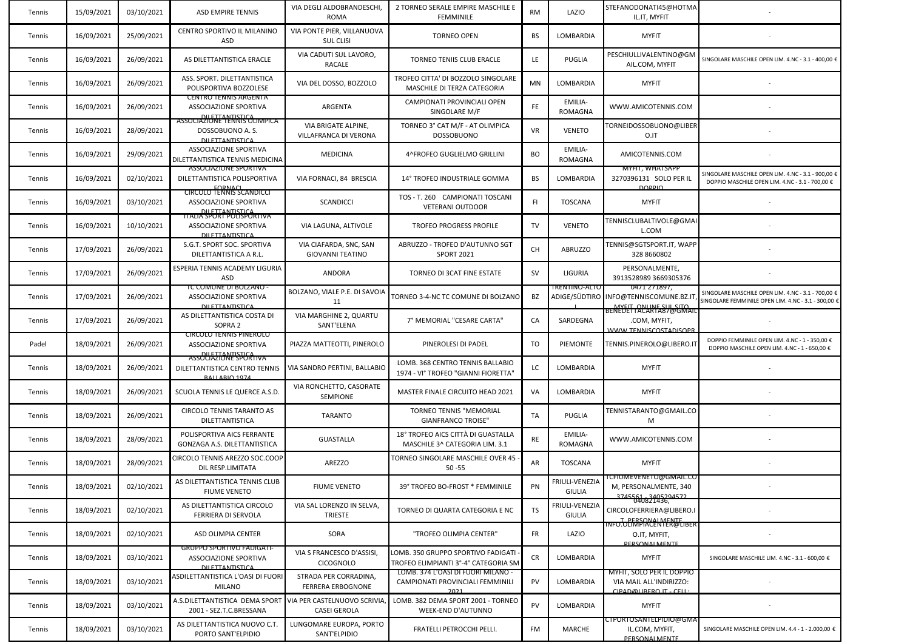| | | | | | | | | | |
|---|---|---|---|---|---|---|---|---|---|
| Tennis | 15/09/2021 | 03/10/2021 | ASD EMPIRE TENNIS | VIA DEGLI ALDOBRANDESCHI, ROMA | 2 TORNEO SERALE EMPIRE MASCHILE E FEMMINILE | RM | LAZIO | STEFANODONATI45@HOTMAIL.IT, MYFIT | - |
| Tennis | 16/09/2021 | 25/09/2021 | CENTRO SPORTIVO IL MILANINO ASD | VIA PONTE PIER, VILLANUOVA SUL CLISI | TORNEO OPEN | BS | LOMBARDIA | MYFIT | - |
| Tennis | 16/09/2021 | 26/09/2021 | AS DILETTANTISTICA ERACLE | VIA CADUTI SUL LAVORO, RACALE | TORNEO TENIIS CLUB ERACLE | LE | PUGLIA | PESCHIULLIVALENTINO@GMAIL.COM, MYFIT | SINGOLARE MASCHILE OPEN LIM. 4.NC - 3.1 - 400,00 € |
| Tennis | 16/09/2021 | 26/09/2021 | ASS. SPORT. DILETTANTISTICA POLISPORTIVA BOZZOLESE | VIA DEL DOSSO, BOZZOLO | TROFEO CITTA' DI BOZZOLO SINGOLARE MASCHILE DI TERZA CATEGORIA | MN | LOMBARDIA | MYFIT | - |
| Tennis | 16/09/2021 | 26/09/2021 | CENTRO TENNIS ARGENTA ASSOCIAZIONE SPORTIVA DILETTANTISTICA | ARGENTA | CAMPIONATI PROVINCIALI OPEN SINGOLARE M/F | FE | EMILIA-ROMAGNA | WWW.AMICOTENNIS.COM | - |
| Tennis | 16/09/2021 | 28/09/2021 | ASSOCIAZIONE TENNIS OLIMPICA DOSSOBUONO A. S. DILETTANTISTICA | VIA BRIGATE ALPINE, VILLAFRANCA DI VERONA | TORNEO 3° CAT M/F - AT OLIMPICA DOSSOBUONO | VR | VENETO | TORNEIDOSSOBUONO@LIBERO.IT | - |
| Tennis | 16/09/2021 | 29/09/2021 | ASSOCIAZIONE SPORTIVA DILETTANTISTICA TENNIS MEDICINA | MEDICINA | 4^FROFEO GUGLIELMO GRILLINI | BO | EMILIA-ROMAGNA | AMICOTENNIS.COM | - |
| Tennis | 16/09/2021 | 02/10/2021 | ASSOCIAZIONE SPORTIVA DILETTANTISTICA POLISPORTIVA FORNACI | VIA FORNACI, 84 BRESCIA | 14° TROFEO INDUSTRIALE GOMMA | BS | LOMBARDIA | MYFIT, WHATSAPP 3270396131 SOLO PER IL DOPPIO | SINGOLARE MASCHILE OPEN LIM. 4.NC - 3.1 - 900,00 € DOPPIO MASCHILE OPEN LIM. 4.NC - 3.1 - 700,00 € |
| Tennis | 16/09/2021 | 03/10/2021 | CIRCOLO TENNIS SCANDICCI ASSOCIAZIONE SPORTIVA DILETTANTISTICA | SCANDICCI | TOS - T. 260 CAMPIONATI TOSCANI VETERANI OUTDOOR | FI | TOSCANA | MYFIT | - |
| Tennis | 16/09/2021 | 10/10/2021 | ITALIA SPORT POLISPORTIVA ASSOCIAZIONE SPORTIVA DILETTANTISTICA | VIA LAGUNA, ALTIVOLE | TROFEO PROGRESS PROFILE | TV | VENETO | TENNISCLUBALTIVOLE@GMAIL.COM | - |
| Tennis | 17/09/2021 | 26/09/2021 | S.G.T. SPORT SOC. SPORTIVA DILETTANTISTICA A R.L. | VIA CIAFARDA, SNC, SAN GIOVANNI TEATINO | ABRUZZO - TROFEO D'AUTUNNO SGT SPORT 2021 | CH | ABRUZZO | TENNIS@SGTSPORT.IT, WAPP 328 8660802 | - |
| Tennis | 17/09/2021 | 26/09/2021 | ESPERIA TENNIS ACADEMY LIGURIA ASD | ANDORA | TORNEO DI 3CAT FINE ESTATE | SV | LIGURIA | PERSONALMENTE, 3913528989 3669305376 | - |
| Tennis | 17/09/2021 | 26/09/2021 | TC COMUNE DI BOLZANO - ASSOCIAZIONE SPORTIVA DILETTANTISTICA | BOLZANO, VIALE P.E. DI SAVOIA 11 | TORNEO 3-4-NC TC COMUNE DI BOLZANO | BZ | TRENTINO-ALTO ADIGE/SÜDTIRO L | 0471 271897, INFO@TENNISCOMUNE.BZ.IT, MYFIT, ONLINE SUL SITO | SINGOLARE MASCHILE OPEN LIM. 4.NC - 3.1 - 700,00 € SINGOLARE FEMMINILE OPEN LIM. 4.NC - 3.1 - 300,00 € |
| Tennis | 17/09/2021 | 26/09/2021 | AS DILETTANTISTICA COSTA DI SOPRA 2 | VIA MARGHINE 2, QUARTU SANT'ELENA | 7° MEMORIAL "CESARE CARTA" | CA | SARDEGNA | BENEDETTACARTA87@GMAIL.COM, MYFIT, WWW.TENNISCOSTADISOPR | - |
| Padel | 18/09/2021 | 26/09/2021 | CIRCOLO TENNIS PINEROLO ASSOCIAZIONE SPORTIVA DILETTANTISTICA | PIAZZA MATTEOTTI, PINEROLO | PINEROLESI DI PADEL | TO | PIEMONTE | TENNIS.PINEROLO@LIBERO.IT | DOPPIO FEMMINILE OPEN LIM. 4.NC - 1 - 350,00 € DOPPIO MASCHILE OPEN LIM. 4.NC - 1 - 650,00 € |
| Tennis | 18/09/2021 | 26/09/2021 | ASSOCIAZIONE SPORTIVA DILETTANTISTICA CENTRO TENNIS BALLABIO 1974 | VIA SANDRO PERTINI, BALLABIO | LOMB. 368 CENTRO TENNIS BALLABIO 1974 - VI° TROFEO "GIANNI FIORETTA" | LC | LOMBARDIA | MYFIT | - |
| Tennis | 18/09/2021 | 26/09/2021 | SCUOLA TENNIS LE QUERCE A.S.D. | VIA RONCHETTO, CASORATE SEMPIONE | MASTER FINALE CIRCUITO HEAD 2021 | VA | LOMBARDIA | MYFIT | - |
| Tennis | 18/09/2021 | 26/09/2021 | CIRCOLO TENNIS TARANTO AS DILETTANTISTICA | TARANTO | TORNEO TENNIS "MEMORIAL GIANFRANCO TROISE" | TA | PUGLIA | TENNISTARANTO@GMAIL.COM | - |
| Tennis | 18/09/2021 | 28/09/2021 | POLISPORTIVA AICS FERRANTE GONZAGA A.S. DILETTANTISTICA | GUASTALLA | 18° TROFEO AICS CITTÀ DI GUASTALLA MASCHILE 3^ CATEGORIA LIM. 3.1 | RE | EMILIA-ROMAGNA | WWW.AMICOTENNIS.COM | - |
| Tennis | 18/09/2021 | 28/09/2021 | CIRCOLO TENNIS AREZZO SOC.COOP DIL RESP.LIMITATA | AREZZO | TORNEO SINGOLARE MASCHILE OVER 45 - 50 -55 | AR | TOSCANA | MYFIT | - |
| Tennis | 18/09/2021 | 02/10/2021 | AS DILETTANTISTICA TENNIS CLUB FIUME VENETO | FIUME VENETO | 39° TROFEO BO-FROST * FEMMINILE | PN | FRIULI-VENEZIA GIULIA | TCFIUMEVENETO@GMAIL.COM, PERSONALMENTE, 340 3745561 - 3405294572 | - |
| Tennis | 18/09/2021 | 02/10/2021 | AS DILETTANTISTICA CIRCOLO FERRIERA DI SERVOLA | VIA SAL LORENZO IN SELVA, TRIESTE | TORNEO DI QUARTA CATEGORIA E NC | TS | FRIULI-VENEZIA GIULIA | 040821436, CIRCOLOFERRIERA@LIBERO.IT, PERSONALMENTE | - |
| Tennis | 18/09/2021 | 02/10/2021 | ASD OLIMPIA CENTER | SORA | "TROFEO OLIMPIA CENTER" | FR | LAZIO | INFO.OLIMPIACENTER@LIBERO.IT, MYFIT, PERSONALMENTE | - |
| Tennis | 18/09/2021 | 03/10/2021 | GRUPPO SPORTIVO FADIGATI-ASSOCIAZIONE SPORTIVA DILETTANTISTICA | VIA S FRANCESCO D'ASSISI, CICOGNOLO | LOMB. 350 GRUPPO SPORTIVO FADIGATI - TROFEO ELIMPIANTI 3°-4° CATEGORIA SM | CR | LOMBARDIA | MYFIT | SINGOLARE MASCHILE LIM. 4.NC - 3.1 - 600,00 € |
| Tennis | 18/09/2021 | 03/10/2021 | ASDILETTANTISTICA L'OASI DI FUORI MILANO | STRADA PER CORRADINA, FERRERA ERBOGNONE | LOMB. 374 L'OASI DI FUORI MILANO - CAMPIONATI PROVINCIALI FEMMINILI 2021 | PV | LOMBARDIA | MYFIT, SOLO PER IL DOPPIO VIA MAIL ALL'INDIRIZZO: CIPAD@LIBERO.IT - CELL: | - |
| Tennis | 18/09/2021 | 03/10/2021 | A.S.DILETTANTISTICA DEMA SPORT 2001 - SEZ.T.C.BRESSANA | VIA PER CASTELNUOVO SCRIVIA, CASEI GEROLA | LOMB. 382 DEMA SPORT 2001 - TORNEO WEEK-END D'AUTUNNO | PV | LOMBARDIA | MYFIT | - |
| Tennis | 18/09/2021 | 03/10/2021 | AS DILETTANTISTICA NUOVO C.T. PORTO SANT'ELPIDIO | LUNGOMARE EUROPA, PORTO SANT'ELPIDIO | FRATELLI PETROCCHI PELLI. | FM | MARCHE | CTPORTOSANTELPIDIO@GMAIL.COM, MYFIT, PERSONALMENTE | SINGOLARE MASCHILE OPEN LIM. 4.4 - 1 - 2.000,00 € |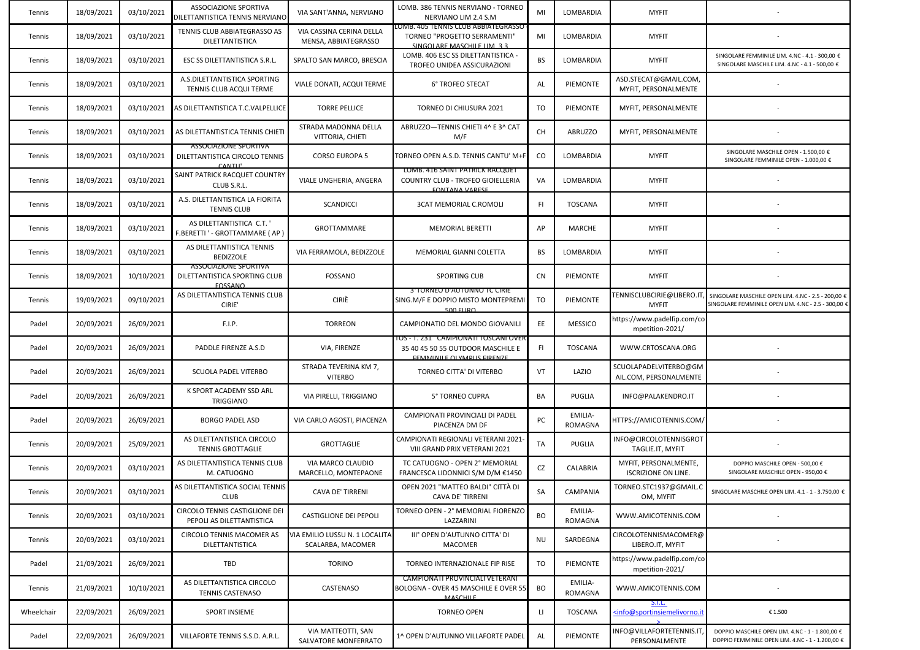| Tennis | 18/09/2021 | 03/10/2021 | ASSOCIAZIONE SPORTIVA DILETTANTISTICA TENNIS NERVIANO | VIA SANT'ANNA, NERVIANO | LOMB. 386 TENNIS NERVIANO - TORNEO NERVIANO LIM 2.4 S.M | MI | LOMBARDIA | MYFIT | - |
|---|---|---|---|---|---|---|---|---|---|
| Tennis | 18/09/2021 | 03/10/2021 | TENNIS CLUB ABBIATEGRASSO AS DILETTANTISTICA | VIA CASSINA CERINA DELLA MENSA, ABBIATEGRASSO | LOMB. 405 TENNIS CLUB ABBIATEGRASSO - TORNEO "PROGETTO SERRAMENTI" SINGOLARE MASCHILE LIM. 3.3 | MI | LOMBARDIA | MYFIT | - |
| Tennis | 18/09/2021 | 03/10/2021 | ESC SS DILETTANTISTICA S.R.L. | SPALTO SAN MARCO, BRESCIA | LOMB. 406 ESC SS DILETTANTISTICA - TROFEO UNIDEA ASSICURAZIONI | BS | LOMBARDIA | MYFIT | SINGOLARE FEMMINILE LIM. 4.NC - 4.1 - 300,00 € SINGOLARE MASCHILE LIM. 4.NC - 4.1 - 500,00 € |
| Tennis | 18/09/2021 | 03/10/2021 | A.S.DILETTANTISTICA SPORTING TENNIS CLUB ACQUI TERME | VIALE DONATI, ACQUI TERME | 6° TROFEO STECAT | AL | PIEMONTE | ASD.STECAT@GMAIL.COM, MYFIT, PERSONALMENTE | - |
| Tennis | 18/09/2021 | 03/10/2021 | AS DILETTANTISTICA T.C.VALPELLICE | TORRE PELLICE | TORNEO DI CHIUSURA 2021 | TO | PIEMONTE | MYFIT, PERSONALMENTE | - |
| Tennis | 18/09/2021 | 03/10/2021 | AS DILETTANTISTICA TENNIS CHIETI | STRADA MADONNA DELLA VITTORIA, CHIETI | ABRUZZO—TENNIS CHIETI 4^ E 3^ CAT M/F | CH | ABRUZZO | MYFIT, PERSONALMENTE | - |
| Tennis | 18/09/2021 | 03/10/2021 | ASSOCIAZIONE SPORTIVA DILETTANTISTICA CIRCOLO TENNIS CANTU' | CORSO EUROPA 5 | TORNEO OPEN A.S.D. TENNIS CANTU' M+F | CO | LOMBARDIA | MYFIT | SINGOLARE MASCHILE OPEN - 1.500,00 € SINGOLARE FEMMINILE OPEN - 1.000,00 € |
| Tennis | 18/09/2021 | 03/10/2021 | SAINT PATRICK RACQUET COUNTRY CLUB S.R.L. | VIALE UNGHERIA, ANGERA | LOMB. 416 SAINT PATRICK RACQUET COUNTRY CLUB - TROFEO GIOIELLERIA FONTANA VARESE | VA | LOMBARDIA | MYFIT | - |
| Tennis | 18/09/2021 | 03/10/2021 | A.S. DILETTANTISTICA LA FIORITA TENNIS CLUB | SCANDICCI | 3CAT MEMORIAL C.ROMOLI | FI | TOSCANA | MYFIT | - |
| Tennis | 18/09/2021 | 03/10/2021 | AS DILETTANTISTICA C.T. ' F.BERETTI ' - GROTTAMMARE ( AP ) | GROTTAMMARE | MEMORIAL BERETTI | AP | MARCHE | MYFIT | - |
| Tennis | 18/09/2021 | 03/10/2021 | AS DILETTANTISTICA TENNIS BEDIZZOLE | VIA FERRAMOLA, BEDIZZOLE | MEMORIAL GIANNI COLETTA | BS | LOMBARDIA | MYFIT | - |
| Tennis | 18/09/2021 | 10/10/2021 | ASSOCIAZIONE SPORTIVA DILETTANTISTICA SPORTING CLUB FOSSANO | FOSSANO | SPORTING CUB | CN | PIEMONTE | MYFIT | - |
| Tennis | 19/09/2021 | 09/10/2021 | AS DILETTANTISTICA TENNIS CLUB CIRIE' | CIRIÈ | 3°TORNEO D'AUTUNNO TC CIRIE SING.M/F E DOPPIO MISTO MONTEPREMI 500 EURO | TO | PIEMONTE | TENNISCLUBCIRIE@LIBERO.IT, MYFIT | SINGOLARE MASCHILE OPEN LIM. 4.NC - 2.5 - 200,00 € SINGOLARE FEMMINILE OPEN LIM. 4.NC - 2.5 - 300,00 € |
| Padel | 20/09/2021 | 26/09/2021 | F.I.P. | TORREON | CAMPIONATIO DEL MONDO GIOVANILI | EE | MESSICO | https://www.padelfip.com/competition-2021/ | |
| Padel | 20/09/2021 | 26/09/2021 | PADDLE FIRENZE A.S.D | VIA, FIRENZE | TOS - T. 231 CAMPIONATI TOSCANI OVER 35 40 45 50 55 OUTDOOR MASCHILE E FEMMINILE OLYMPUS FIRENZE | FI | TOSCANA | WWW.CRTOSCANA.ORG | - |
| Padel | 20/09/2021 | 26/09/2021 | SCUOLA PADEL VITERBO | STRADA TEVERINA KM 7, VITERBO | TORNEO CITTA' DI VITERBO | VT | LAZIO | SCUOLAPADELVITERBO@GMAIL.COM, PERSONALMENTE | - |
| Padel | 20/09/2021 | 26/09/2021 | K SPORT ACADEMY SSD ARL TRIGGIANO | VIA PIRELLI, TRIGGIANO | 5° TORNEO CUPRA | BA | PUGLIA | INFO@PALAKENDRO.IT | - |
| Padel | 20/09/2021 | 26/09/2021 | BORGO PADEL ASD | VIA CARLO AGOSTI, PIACENZA | CAMPIONATI PROVINCIALI DI PADEL PIACENZA DM DF | PC | EMILIA-ROMAGNA | HTTPS://AMICOTENNIS.COM/ | - |
| Tennis | 20/09/2021 | 25/09/2021 | AS DILETTANTISTICA CIRCOLO TENNIS GROTTAGLIE | GROTTAGLIE | CAMPIONATI REGIONALI VETERANI 2021-VIII GRAND PRIX VETERANI 2021 | TA | PUGLIA | INFO@CIRCOLOTENNISGROTTAGLIE.IT, MYFIT | - |
| Tennis | 20/09/2021 | 03/10/2021 | AS DILETTANTISTICA TENNIS CLUB M. CATUOGNO | VIA MARCO CLAUDIO MARCELLO, MONTEPAONE | TC CATUOGNO - OPEN 2° MEMORIAL FRANCESCA LIDONNICI S/M D/M €1450 | CZ | CALABRIA | MYFIT, PERSONALMENTE, ISCRIZIONE ON LINE. | DOPPIO MASCHILE OPEN - 500,00 € SINGOLARE MASCHILE OPEN - 950,00 € |
| Tennis | 20/09/2021 | 03/10/2021 | AS DILETTANTISTICA SOCIAL TENNIS CLUB | CAVA DE' TIRRENI | OPEN 2021 "MATTEO BALDI" CITTÀ DI CAVA DE' TIRRENI | SA | CAMPANIA | TORNEO.STC1937@GMAIL.COM, MYFIT | SINGOLARE MASCHILE OPEN LIM. 4.1 - 1 - 3.750,00 € |
| Tennis | 20/09/2021 | 03/10/2021 | CIRCOLO TENNIS CASTIGLIONE DEI PEPOLI AS DILETTANTISTICA | CASTIGLIONE DEI PEPOLI | TORNEO OPEN - 2° MEMORIAL FIORENZO LAZZARINI | BO | EMILIA-ROMAGNA | WWW.AMICOTENNIS.COM | - |
| Tennis | 20/09/2021 | 03/10/2021 | CIRCOLO TENNIS MACOMER AS DILETTANTISTICA | VIA EMILIO LUSSU N. 1 LOCALITA SCALARBA, MACOMER | III° OPEN D'AUTUNNO CITTA' DI MACOMER | NU | SARDEGNA | CIRCOLOTENNISMACOMER@LIBERO.IT, MYFIT | - |
| Padel | 21/09/2021 | 26/09/2021 | TBD | TORINO | TORNEO INTERNAZIONALE FIP RISE | TO | PIEMONTE | https://www.padelfip.com/competition-2021/ | |
| Tennis | 21/09/2021 | 10/10/2021 | AS DILETTANTISTICA CIRCOLO TENNIS CASTENASO | CASTENASO | CAMPIONATI PROVINCIALI VETERANI BOLOGNA - OVER 45 MASCHILE E OVER 55 MASCHILE | BO | EMILIA-ROMAGNA | WWW.AMICOTENNIS.COM | - |
| Wheelchair | 22/09/2021 | 26/09/2021 | SPORT INSIEME | | TORNEO OPEN | LI | TOSCANA | S.I.L. <info@sportinsiemelivorno.it> | € 1.500 |
| Padel | 22/09/2021 | 26/09/2021 | VILLAFORTE TENNIS S.S.D. A.R.L. | VIA MATTEOTTI, SAN SALVATORE MONFERRATO | 1^ OPEN D'AUTUNNO VILLAFORTE PADEL | AL | PIEMONTE | INFO@VILLAFORTETENNIS.IT, PERSONALMENTE | DOPPIO MASCHILE OPEN LIM. 4.NC - 1 - 1.800,00 € DOPPIO FEMMINILE OPEN LIM. 4.NC - 1 - 1.200,00 € |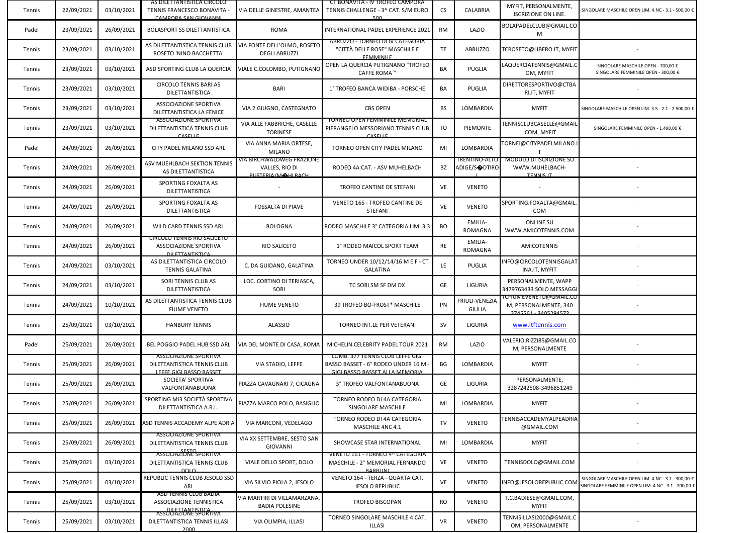| Tennis | 22/09/2021 | 03/10/2021 | AS DILETTANTISTICA CIRCOLO TENNIS FRANCESCO BONAVITA - CAMPORA SAN GIOVANNI | VIA DELLE GINESTRE, AMANTEA | CT BONAVITA - IV TROFEO CAMPORA TENNIS CHALLENGE - 3^ CAT. S/M EURO 500 | CS | CALABRIA | MYFIT, PERSONALMENTE, ISCRIZIONE ON LINE. | SINGOLARE MASCHILE OPEN LIM. 4.NC - 3.1 - 500,00 € |
|---|---|---|---|---|---|---|---|---|---|
| Padel | 23/09/2021 | 26/09/2021 | BOLASPORT SS DILETTANTISTICA | ROMA | INTERNATIONAL PADEL EXPERIENCE 2021 | RM | LAZIO | BOLAPADELCLUB@GMAIL.COM | - |
| Tennis | 23/09/2021 | 03/10/2021 | AS DILETTANTISTICA TENNIS CLUB ROSETO 'NINO BACCHETTA' | VIA FONTE DELL'OLMO, ROSETO DEGLI ABRUZZI | ABRUZZO - TORNEO DI IV CATEGORIA "CITTÀ DELLE ROSE" MASCHILE E FEMMINILE | TE | ABRUZZO | TCROSETO@LIBERO.IT, MYFIT | - |
| Tennis | 23/09/2021 | 03/10/2021 | ASD SPORTING CLUB LA QUERCIA | VIALE C.COLOMBO, PUTIGNANO | OPEN LA QUERCIA PUTIGNANO "TROFEO CAFFE ROMA " | BA | PUGLIA | LAQUERCIATENNIS@GMAIL.COM, MYFIT | SINGOLARE MASCHILE OPEN - 700,00 € SINGOLARE FEMMINILE OPEN - 300,00 € |
| Tennis | 23/09/2021 | 03/10/2021 | CIRCOLO TENNIS BARI AS DILETTANTISTICA | BARI | 1° TROFEO BANCA WIDIBA - PORSCHE | BA | PUGLIA | DIRETTORESPORTIVO@CTBARI.IT, MYFIT | - |
| Tennis | 23/09/2021 | 03/10/2021 | ASSOCIAZIONE SPORTIVA DILETTANTISTICA LA FENICE | VIA 2 GIUGNO, CASTEGNATO | CBS OPEN | BS | LOMBARDIA | MYFIT | SINGOLARE MASCHILE OPEN LIM. 3.5 - 2.1 - 2.500,00 € |
| Tennis | 23/09/2021 | 03/10/2021 | ASSOCIAZIONE SPORTIVA DILETTANTISTICA TENNIS CLUB CASELLE | VIA ALLE FABBRICHE, CASELLE TORINESE | TORNEO OPEN FEMMINILE MEMORIAL PIERANGELO MESSORIANO TENNIS CLUB CASELLE | TO | PIEMONTE | TENNISCLUBCASELLE@GMAIL.COM, MYFIT | SINGOLARE FEMMINILE OPEN - 1.490,00 € |
| Padel | 24/09/2021 | 26/09/2021 | CITY PADEL MILANO SSD ARL | VIA ANNA MARIA ORTESE, MILANO | TORNEO OPEN CITY PADEL MILANO | MI | LOMBARDIA | TORNEI@CITYPADELMILANO.IT | - |
| Tennis | 24/09/2021 | 26/09/2021 | ASV MUEHLBACH SEKTION TENNIS AS DILETTANTISTICA | VIA BIRCHWALDWEG FRAZIONE VALLES, RIO DI PUSTERIA/M�HLBACH | RODEO 4A CAT. - ASV MUHELBACH | BZ | TRENTINO-ALTO ADIGE/S�DTIROL | MODULO DI ISCRIZIONE SU WWW.MUHELBACH-TENNIS.IT | - |
| Tennis | 24/09/2021 | 26/09/2021 | SPORTING FOXALTA AS DILETTANTISTICA | - | TROFEO CANTINE DE STEFANI | VE | VENETO | - | - |
| Tennis | 24/09/2021 | 26/09/2021 | SPORTING FOXALTA AS DILETTANTISTICA | FOSSALTA DI PIAVE | VENETO 165 - TROFEO CANTINE DE STEFANI | VE | VENETO | SPORTING.FOXALTA@GMAIL.COM | - |
| Tennis | 24/09/2021 | 26/09/2021 | WILD CARD TENNIS SSD ARL | BOLOGNA | RODEO MASCHILE 3° CATEGORIA LIM. 3.3 | BO | EMILIA-ROMAGNA | ONLINE SU WWW.AMICOTENNIS.COM | - |
| Tennis | 24/09/2021 | 26/09/2021 | CIRCOLO TENNIS RIO SALICETO ASSOCIAZIONE SPORTIVA DILETTANTISTICA | RIO SALICETO | 1° RODEO MAICOL SPORT TEAM | RE | EMILIA-ROMAGNA | AMICOTENNIS | - |
| Tennis | 24/09/2021 | 03/10/2021 | AS DILETTANTISTICA CIRCOLO TENNIS GALATINA | C. DA GUIDANO, GALATINA | TORNEO UNDER 10/12/14/16 M E F - CT GALATINA | LE | PUGLIA | INFO@CIRCOLOTENNISGALATINA.IT, MYFIT | - |
| Tennis | 24/09/2021 | 03/10/2021 | SORI TENNIS CLUB AS DILETTANTISTICA | LOC. CORTINO DI TERIASCA, SORI | TC SORI SM SF DM DX | GE | LIGURIA | PERSONALMENTE, WAPP 3479763433 SOLO MESSAGGI | - |
| Tennis | 24/09/2021 | 10/10/2021 | AS DILETTANTISTICA TENNIS CLUB FIUME VENETO | FIUME VENETO | 39 TROFEO BO-FROST* MASCHILE | PN | FRIULI-VENEZIA GIULIA | TCFIUMEVENETO@GMAIL.COM, PERSONALMENTE, 340 3745561 - 3405294572 | - |
| Tennis | 25/09/2021 | 03/10/2021 | HANBURY TENNIS | ALASSIO | TORNEO INT.LE PER VETERANI | SV | LIGURIA | www.itftennis.com | |
| Padel | 25/09/2021 | 26/09/2021 | BEL POGGIO PADEL HUB SSD ARL | VIA DEL MONTE DI CASA, ROMA | MICHELIN CELEBRITY PADEL TOUR 2021 | RM | LAZIO | VALERIO.RIZZI85@GMAIL.COM, PERSONALMENTE | - |
| Tennis | 25/09/2021 | 26/09/2021 | ASSOCIAZIONE SPORTIVA DILETTANTISTICA TENNIS CLUB LEFFE GIGI BASSO BASSET | VIA STADIO, LEFFE | LOMB. 377 TENNIS CLUB LEFFE GIGI BASSO BASSET - 6° RODEO UNDER 16 M - GIGI BASSO BASSET ALLA MEMORIA | BG | LOMBARDIA | MYFIT | - |
| Tennis | 25/09/2021 | 26/09/2021 | SOCIETA' SPORTIVA VALFONTANABUONA | PIAZZA CAVAGNARI 7, CICAGNA | 3° TROFEO VALFONTANABUONA | GE | LIGURIA | PERSONALMENTE, 3287242508-3496851249 | - |
| Tennis | 25/09/2021 | 26/09/2021 | SPORTING MI3 SOCIETÀ SPORTIVA DILETTANTISTICA A.R.L. | PIAZZA MARCO POLO, BASIGLIO | TORNEO RODEO DI 4A CATEGORIA SINGOLARE MASCHILE | MI | LOMBARDIA | MYFIT | - |
| Tennis | 25/09/2021 | 26/09/2021 | ASD TENNIS ACCADEMY ALPE ADRIA | VIA MARCONI, VEDELAGO | TORNEO RODEO DI 4A CATEGORIA MASCHILE 4NC 4.1 | TV | VENETO | TENNISACCADEMYALPEADRIA@GMAIL.COM | - |
| Tennis | 25/09/2021 | 26/09/2021 | ASSOCIAZIONE SPORTIVA DILETTANTISTICA TENNIS CLUB SESTO | VIA XX SETTEMBRE, SESTO SAN GIOVANNI | SHOWCASE STAR INTERNATIONAL | MI | LOMBARDIA | MYFIT | - |
| Tennis | 25/09/2021 | 03/10/2021 | ASSOCIAZIONE SPORTIVA DILETTANTISTICA TENNIS CLUB DOLO | VIALE DELLO SPORT, DOLO | VENETO 161 - TORNEO 4^ CATEGORIA MASCHILE - 2° MEMORIAL FERNANDO BARBUI | VE | VENETO | TENNISDOLO@GMAIL.COM | - |
| Tennis | 25/09/2021 | 03/10/2021 | REPUBLIC TENNIS CLUB JESOLO SSD ARL | VIA SILVIO PIOLA 2, JESOLO | VENETO 164 - TERZA - QUARTA CAT. JESOLO REPUBLIC | VE | VENETO | INFO@JESOLOREPUBLIC.COM | SINGOLARE MASCHILE OPEN LIM. 4.NC - 3.1 - 300,00 € SINGOLARE FEMMINILE OPEN LIM. 4.NC - 3.1 - 200,00 € |
| Tennis | 25/09/2021 | 03/10/2021 | ASD TENNIS CLUB BADIA ASSOCIAZIONE TENNISTICA DILETTANTISTICA | VIA MARTIRI DI VILLAMARZANA, BADIA POLESINE | TROFEO BISCOPAN | RO | VENETO | T.C.BADIESE@GMAIL.COM, MYFIT | - |
| Tennis | 25/09/2021 | 03/10/2021 | ASSOCIAZIONE SPORTIVA DILETTANTISTICA TENNIS ILLASI 2000 | VIA OLIMPIA, ILLASI | TORNEO SINGOLARE MASCHILE 4 CAT. ILLASI | VR | VENETO | TENNISILLASI2000@GMAIL.COM, PERSONALMENTE | - |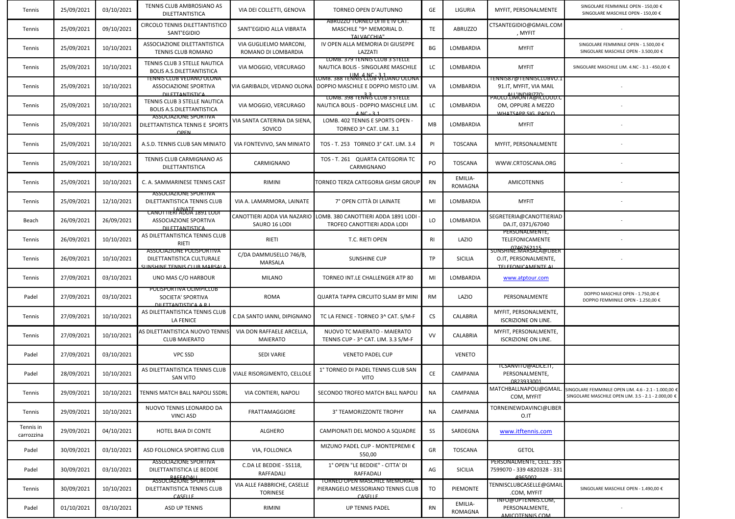| Tennis | 25/09/2021 | 03/10/2021 | TENNIS CLUB AMBROSIANO AS DILETTANTISTICA | VIA DEI COLLETTI, GENOVA | TORNEO OPEN D'AUTUNNO | GE | LIGURIA | MYFIT, PERSONALMENTE | SINGOLARE FEMMINILE OPEN - 150,00 € SINGOLARE MASCHILE OPEN - 150,00 € |
|---|---|---|---|---|---|---|---|---|---|
| Tennis | 25/09/2021 | 09/10/2021 | CIRCOLO TENNIS DILETTANTISTICO SANT'EGIDIO | SANT'EGIDIO ALLA VIBRATA | ABRUZZO TORNEO DI III E IV CAT. MASCHILE "9^ MEMORIAL D. TALVACCHIA" | TE | ABRUZZO | CTSANTEGIDIO@GMAIL.COM , MYFIT | - |
| Tennis | 25/09/2021 | 10/10/2021 | ASSOCIAZIONE DILETTANTISTICA TENNIS CLUB ROMANO | VIA GUGLIELMO MARCONI, ROMANO DI LOMBARDIA | IV OPEN ALLA MEMORIA DI GIUSEPPE LAZZATI | BG | LOMBARDIA | MYFIT | SINGOLARE FEMMINILE OPEN - 1.500,00 € SINGOLARE MASCHILE OPEN - 3.500,00 € |
| Tennis | 25/09/2021 | 10/10/2021 | TENNIS CLUB 3 STELLE NAUTICA BOLIS A.S.DILETTANTISTICA | VIA MOGGIO, VERCURAGO | LOMB. 379 TENNIS CLUB 3 STELLE NAUTICA BOLIS - SINGOLARE MASCHILE LIM. 4.NC - 3.1 | LC | LOMBARDIA | MYFIT | SINGOLARE MASCHILE LIM. 4.NC - 3.1 - 450,00 € |
| Tennis | 25/09/2021 | 10/10/2021 | TENNIS CLUB VEDANO OLONA ASSOCIAZIONE SPORTIVA DILETTANTISTICA | VIA GARIBALDI, VEDANO OLONA | LOMB. 388 TENNIS CLUB VEDANO OLONA - DOPPIO MASCHILE E DOPPIO MISTO LIM. 3.3 | VA | LOMBARDIA | TENNIS87@TENNISCLUBVO.191.IT, MYFIT, VIA MAIL ALL'INDIRIZZO: | - |
| Tennis | 25/09/2021 | 10/10/2021 | TENNIS CLUB 3 STELLE NAUTICA BOLIS A.S.DILETTANTISTICA | VIA MOGGIO, VERCURAGO | LOMB. 398 TENNIS CLUB 3 STELLE NAUTICA BOLIS - DOPPIO MASCHILE LIM. 4.NC - 3.1 | LC | LOMBARDIA | PAOLO.LIMONTA@ICLOUD.COM, OPPURE A MEZZO WHATSAPP SIG. PAOLO | - |
| Tennis | 25/09/2021 | 10/10/2021 | ASSOCIAZIONE SPORTIVA DILETTANTISTICA TENNIS E SPORTS OPEN | VIA SANTA CATERINA DA SIENA, SOVICO | LOMB. 402 TENNIS E SPORTS OPEN - TORNEO 3^ CAT. LIM. 3.1 | MB | LOMBARDIA | MYFIT | - |
| Tennis | 25/09/2021 | 10/10/2021 | A.S.D. TENNIS CLUB SAN MINIATO | VIA FONTEVIVO, SAN MINIATO | TOS - T. 253 TORNEO 3° CAT. LIM. 3.4 | PI | TOSCANA | MYFIT, PERSONALMENTE | - |
| Tennis | 25/09/2021 | 10/10/2021 | TENNIS CLUB CARMIGNANO AS DILETTANTISTICA | CARMIGNANO | TOS - T. 261 QUARTA CATEGORIA TC CARMIGNANO | PO | TOSCANA | WWW.CRTOSCANA.ORG | - |
| Tennis | 25/09/2021 | 10/10/2021 | C. A. SAMMARINESE TENNIS CAST | RIMINI | TORNEO TERZA CATEGORIA GHSM GROUP | RN | EMILIA-ROMAGNA | AMICOTENNIS | - |
| Tennis | 25/09/2021 | 12/10/2021 | ASSOCIAZIONE SPORTIVA DILETTANTISTICA TENNIS CLUB LAINATE | VIA A. LAMARMORA, LAINATE | 7° OPEN CITTÀ DI LAINATE | MI | LOMBARDIA | MYFIT | - |
| Beach | 26/09/2021 | 26/09/2021 | CANOTTIERI ADDA 1891 LODI ASSOCIAZIONE SPORTIVA DILETTANTISTICA | CANOTTIERI ADDA VIA NAZARIO SAURO 16 LODI | LOMB. 380 CANOTTIERI ADDA 1891 LODI - TROFEO CANOTTIERI ADDA LODI | LO | LOMBARDIA | SEGRETERIA@CANOTTIERIADDA.IT, 0371/67040 | - |
| Tennis | 26/09/2021 | 10/10/2021 | AS DILETTANTISTICA TENNIS CLUB RIETI | RIETI | T.C. RIETI OPEN | RI | LAZIO | PERSONALMENTE, TELEFONICAMENTE 0746762115 | - |
| Tennis | 26/09/2021 | 10/10/2021 | ASSOCIAZIONE POLISPORTIVA DILETTANTISTICA CULTURALE SUNSHINE TENNIS CLUB MARSALA | C/DA DAMMUSELLO 746/B, MARSALA | SUNSHINE CUP | TP | SICILIA | SUNSHINE.MARSALA@LIBERO.IT, PERSONALMENTE, TELEFONICAMENTE AL | - |
| Tennis | 27/09/2021 | 03/10/2021 | UNO MAS C/O HARBOUR | MILANO | TORNEO INT.LE CHALLENGER ATP 80 | MI | LOMBARDIA | www.atptour.com | |
| Padel | 27/09/2021 | 03/10/2021 | POLISPORTIVA OLIMPICLUB SOCIETA' SPORTIVA DILETTANTISTICA A R.L. | ROMA | QUARTA TAPPA CIRCUITO SLAM BY MINI | RM | LAZIO | PERSONALMENTE | DOPPIO MASCHILE OPEN - 1.750,00 € DOPPIO FEMMINILE OPEN - 1.250,00 € |
| Tennis | 27/09/2021 | 10/10/2021 | AS DILETTANTISTICA TENNIS CLUB LA FENICE | C.DA SANTO IANNI, DIPIGNANO | TC LA FENICE - TORNEO 3^ CAT. S/M-F | CS | CALABRIA | MYFIT, PERSONALMENTE, ISCRIZIONE ON LINE. | |
| Tennis | 27/09/2021 | 10/10/2021 | AS DILETTANTISTICA NUOVO TENNIS CLUB MAIERATO | VIA DON RAFFAELE ARCELLA, MAIERATO | NUOVO TC MAIERATO - MAIERATO TENNIS CUP - 3^ CAT. LIM. 3.3 S/M-F | VV | CALABRIA | MYFIT, PERSONALMENTE, ISCRIZIONE ON LINE. | |
| Padel | 27/09/2021 | 03/10/2021 | VPC SSD | SEDI VARIE | VENETO PADEL CUP | | VENETO | | |
| Padel | 28/09/2021 | 10/10/2021 | AS DILETTANTISTICA TENNIS CLUB SAN VITO | VIALE RISORGIMENTO, CELLOLE | 1° TORNEO DI PADEL TENNIS CLUB SAN VITO | CE | CAMPANIA | TCSANVITO@ALICE.IT, PERSONALMENTE, 0823933001 | |
| Tennis | 29/09/2021 | 10/10/2021 | TENNIS MATCH BALL NAPOLI SSDRL | VIA CONTIERI, NAPOLI | SECONDO TROFEO MATCH BALL NAPOLI | NA | CAMPANIA | MATCHBALLNAPOLI@GMAIL.COM, MYFIT | SINGOLARE FEMMINILE OPEN LIM. 4.6 - 2.1 - 1.000,00 € SINGOLARE MASCHILE OPEN LIM. 3.5 - 2.1 - 2.000,00 € |
| Tennis | 29/09/2021 | 10/10/2021 | NUOVO TENNIS LEONARDO DA VINCI ASD | FRATTAMAGGIORE | 3° TEAMORIZZONTE TROPHY | NA | CAMPANIA | TORNEINEWDAVINCI@LIBERO.IT | |
| Tennis in carrozzina | 29/09/2021 | 04/10/2021 | HOTEL BAIA DI CONTE | ALGHERO | CAMPIONATI DEL MONDO A SQUADRE | SS | SARDEGNA | www.itftennis.com | |
| Padel | 30/09/2021 | 03/10/2021 | ASD FOLLONICA SPORTING CLUB | VIA, FOLLONICA | MIZUNO PADEL CUP - MONTEPREMI € 550,00 | GR | TOSCANA | GETOL | |
| Padel | 30/09/2021 | 03/10/2021 | ASSOCIAZIONE SPORTIVA DILETTANTISTICA LE BEDDIE RAFFADALI | C.DA LE BEDDIE - SS118, RAFFADALI | 1° OPEN "LE BEDDIE" - CITTA' DI RAFFADALI | AG | SICILIA | PERSONALMENTE, CELL. 335 7599070 - 339 4820328 - 331 4965002 | |
| Tennis | 30/09/2021 | 10/10/2021 | ASSOCIAZIONE SPORTIVA DILETTANTISTICA TENNIS CLUB CASELLE | VIA ALLE FABBRICHE, CASELLE TORINESE | TORNEO OPEN MASCHILE MEMORIAL PIERANGELO MESSORIANO TENNIS CLUB CASELLE | TO | PIEMONTE | TENNISCLUBCASELLE@GMAIL.COM, MYFIT | SINGOLARE MASCHILE OPEN - 1.490,00 € |
| Padel | 01/10/2021 | 03/10/2021 | ASD UP TENNIS | RIMINI | UP TENNIS PADEL | RN | EMILIA-ROMAGNA | INFO@UPTENNIS.COM, PERSONALMENTE, AMICOTENNIS.COM | - |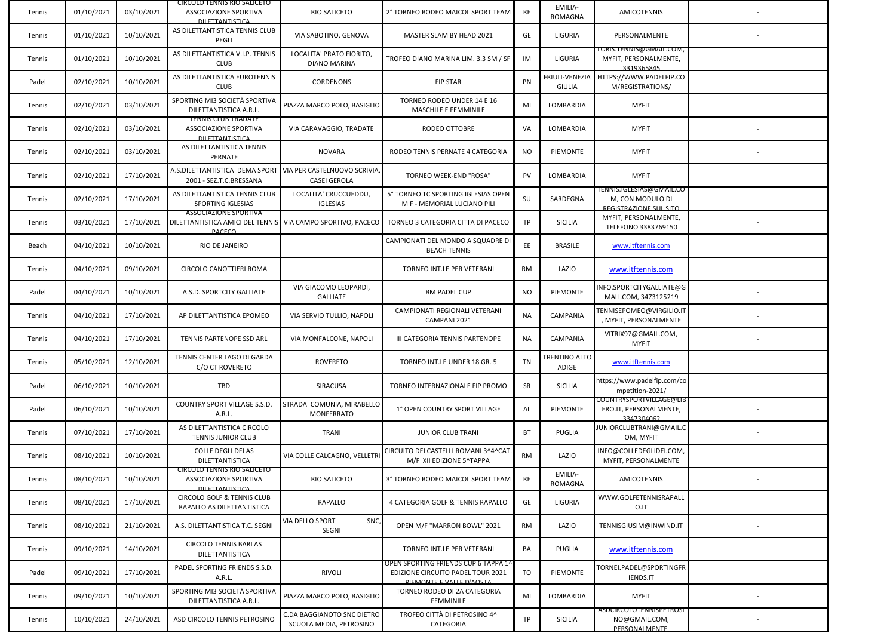| | | | | | | | | | |
|---|---|---|---|---|---|---|---|---|---|
| Tennis | 01/10/2021 | 03/10/2021 | CIRCOLO TENNIS RIO SALICETO ASSOCIAZIONE SPORTIVA DILETTANTISTICA | RIO SALICETO | 2° TORNEO RODEO MAICOL SPORT TEAM | RE | EMILIA-ROMAGNA | AMICOTENNIS | - |
| Tennis | 01/10/2021 | 10/10/2021 | AS DILETTANTISTICA TENNIS CLUB PEGLI | VIA SABOTINO, GENOVA | MASTER SLAM BY HEAD 2021 | GE | LIGURIA | PERSONALMENTE | - |
| Tennis | 01/10/2021 | 10/10/2021 | AS DILETTANTISTICA V.I.P. TENNIS CLUB | LOCALITA' PRATO FIORITO, DIANO MARINA | TROFEO DIANO MARINA LIM. 3.3 SM / SF | IM | LIGURIA | LORIS.TENNIS@GMAIL.COM, MYFIT, PERSONALMENTE, 3319365845 | - |
| Padel | 02/10/2021 | 10/10/2021 | AS DILETTANTISTICA EUROTENNIS CLUB | CORDENONS | FIP STAR | PN | FRIULI-VENEZIA GIULIA | HTTPS://WWW.PADELFIP.COM/REGISTRATIONS/ | - |
| Tennis | 02/10/2021 | 03/10/2021 | SPORTING MI3 SOCIETÀ SPORTIVA DILETTANTISTICA A.R.L. | PIAZZA MARCO POLO, BASIGLIO | TORNEO RODEO UNDER 14 E 16 MASCHILE E FEMMINILE | MI | LOMBARDIA | MYFIT | - |
| Tennis | 02/10/2021 | 03/10/2021 | TENNIS CLUB TRADATE ASSOCIAZIONE SPORTIVA DILETTANTISTICA | VIA CARAVAGGIO, TRADATE | RODEO OTTOBRE | VA | LOMBARDIA | MYFIT | - |
| Tennis | 02/10/2021 | 03/10/2021 | AS DILETTANTISTICA TENNIS PERNATE | NOVARA | RODEO TENNIS PERNATE 4 CATEGORIA | NO | PIEMONTE | MYFIT | - |
| Tennis | 02/10/2021 | 17/10/2021 | A.S.DILETTANTISTICA DEMA SPORT 2001 - SEZ.T.C.BRESSANA | VIA PER CASTELNUOVO SCRIVIA, CASEI GEROLA | TORNEO WEEK-END "ROSA" | PV | LOMBARDIA | MYFIT | - |
| Tennis | 02/10/2021 | 17/10/2021 | AS DILETTANTISTICA TENNIS CLUB SPORTING IGLESIAS | LOCALITA' CRUCCUEDDU, IGLESIAS | 5° TORNEO TC SPORTING IGLESIAS OPEN M F - MEMORIAL LUCIANO PILI | SU | SARDEGNA | TENNIS.IGLESIAS@GMAIL.COM, CON MODULO DI REGISTRAZIONE SUL SITO | - |
| Tennis | 03/10/2021 | 17/10/2021 | ASSOCIAZIONE SPORTIVA DILETTANTISTICA AMICI DEL TENNIS PACECO | VIA CAMPO SPORTIVO, PACECO | TORNEO 3 CATEGORIA CITTA DI PACECO | TP | SICILIA | MYFIT, PERSONALMENTE, TELEFONO 3383769150 | - |
| Beach | 04/10/2021 | 10/10/2021 | RIO DE JANEIRO | | CAMPIONATI DEL MONDO A SQUADRE DI BEACH TENNIS | EE | BRASILE | www.itftennis.com | |
| Tennis | 04/10/2021 | 09/10/2021 | CIRCOLO CANOTTIERI ROMA | | TORNEO INT.LE PER VETERANI | RM | LAZIO | www.itftennis.com | |
| Padel | 04/10/2021 | 10/10/2021 | A.S.D. SPORTCITY GALLIATE | VIA GIACOMO LEOPARDI, GALLIATE | BM PADEL CUP | NO | PIEMONTE | INFO.SPORTCITYGALLIATE@GMAIL.COM, 3473125219 | - |
| Tennis | 04/10/2021 | 17/10/2021 | AP DILETTANTISTICA EPOMEO | VIA SERVIO TULLIO, NAPOLI | CAMPIONATI REGIONALI VETERANI CAMPANI 2021 | NA | CAMPANIA | TENNISEPOMEO@VIRGILIO.IT, MYFIT, PERSONALMENTE | - |
| Tennis | 04/10/2021 | 17/10/2021 | TENNIS PARTENOPE SSD ARL | VIA MONFALCONE, NAPOLI | III CATEGORIA TENNIS PARTENOPE | NA | CAMPANIA | VITRIX97@GMAIL.COM, MYFIT | - |
| Tennis | 05/10/2021 | 12/10/2021 | TENNIS CENTER LAGO DI GARDA C/O CT ROVERETO | ROVERETO | TORNEO INT.LE UNDER 18 GR. 5 | TN | TRENTINO ALTO ADIGE | www.itftennis.com | |
| Padel | 06/10/2021 | 10/10/2021 | TBD | SIRACUSA | TORNEO INTERNAZIONALE FIP PROMO | SR | SICILIA | https://www.padelfip.com/competition-2021/ | |
| Padel | 06/10/2021 | 10/10/2021 | COUNTRY SPORT VILLAGE S.S.D. A.R.L. | STRADA COMUNIA, MIRABELLO MONFERRATO | 1° OPEN COUNTRY SPORT VILLAGE | AL | PIEMONTE | COUNTRYSPORTVILLAGE@LIBERO.IT, PERSONALMENTE, 3347304062 | - |
| Tennis | 07/10/2021 | 17/10/2021 | AS DILETTANTISTICA CIRCOLO TENNIS JUNIOR CLUB | TRANI | JUNIOR CLUB TRANI | BT | PUGLIA | JUNIORCLUBTRANI@GMAIL.COM, MYFIT | - |
| Tennis | 08/10/2021 | 10/10/2021 | COLLE DEGLI DEI AS DILETTANTISTICA | VIA COLLE CALCAGNO, VELLETRI | CIRCUITO DEI CASTELLI ROMANI 3^4^CAT. M/F XII EDIZIONE 5^TAPPA | RM | LAZIO | INFO@COLLEDEGLIDEI.COM, MYFIT, PERSONALMENTE | - |
| Tennis | 08/10/2021 | 10/10/2021 | CIRCOLO TENNIS RIO SALICETO ASSOCIAZIONE SPORTIVA DILETTANTISTICA | RIO SALICETO | 3° TORNEO RODEO MAICOL SPORT TEAM | RE | EMILIA-ROMAGNA | AMICOTENNIS | - |
| Tennis | 08/10/2021 | 17/10/2021 | CIRCOLO GOLF & TENNIS CLUB RAPALLO AS DILETTANTISTICA | RAPALLO | 4 CATEGORIA GOLF & TENNIS RAPALLO | GE | LIGURIA | WWW.GOLFETENNISRAPALLO.IT | - |
| Tennis | 08/10/2021 | 21/10/2021 | A.S. DILETTANTISTICA T.C. SEGNI | VIA DELLO SPORT SNC, SEGNI | OPEN M/F "MARRON BOWL" 2021 | RM | LAZIO | TENNISGIUSIM@INWIND.IT | - |
| Tennis | 09/10/2021 | 14/10/2021 | CIRCOLO TENNIS BARI AS DILETTANTISTICA | | TORNEO INT.LE PER VETERANI | BA | PUGLIA | www.itftennis.com | |
| Padel | 09/10/2021 | 17/10/2021 | PADEL SPORTING FRIENDS S.S.D. A.R.L. | RIVOLI | OPEN SPORTING FRIENDS CUP 6 TAPPA 1^ EDIZIONE CIRCUITO PADEL TOUR 2021 PIEMONTE E VALLE D'AOSTA | TO | PIEMONTE | TORNEI.PADEL@SPORTINGFRIENDS.IT | - |
| Tennis | 09/10/2021 | 10/10/2021 | SPORTING MI3 SOCIETÀ SPORTIVA DILETTANTISTICA A.R.L. | PIAZZA MARCO POLO, BASIGLIO | TORNEO RODEO DI 2A CATEGORIA FEMMINILE | MI | LOMBARDIA | MYFIT | - |
| Tennis | 10/10/2021 | 24/10/2021 | ASD CIRCOLO TENNIS PETROSINO | C.DA BAGGIANOTO SNC DIETRO SCUOLA MEDIA, PETROSINO | TROFEO CITTÀ DI PETROSINO 4^ CATEGORIA | TP | SICILIA | ASDCIRCOLOTENNISPETROSINO@GMAIL.COM, PERSONALMENTE | - |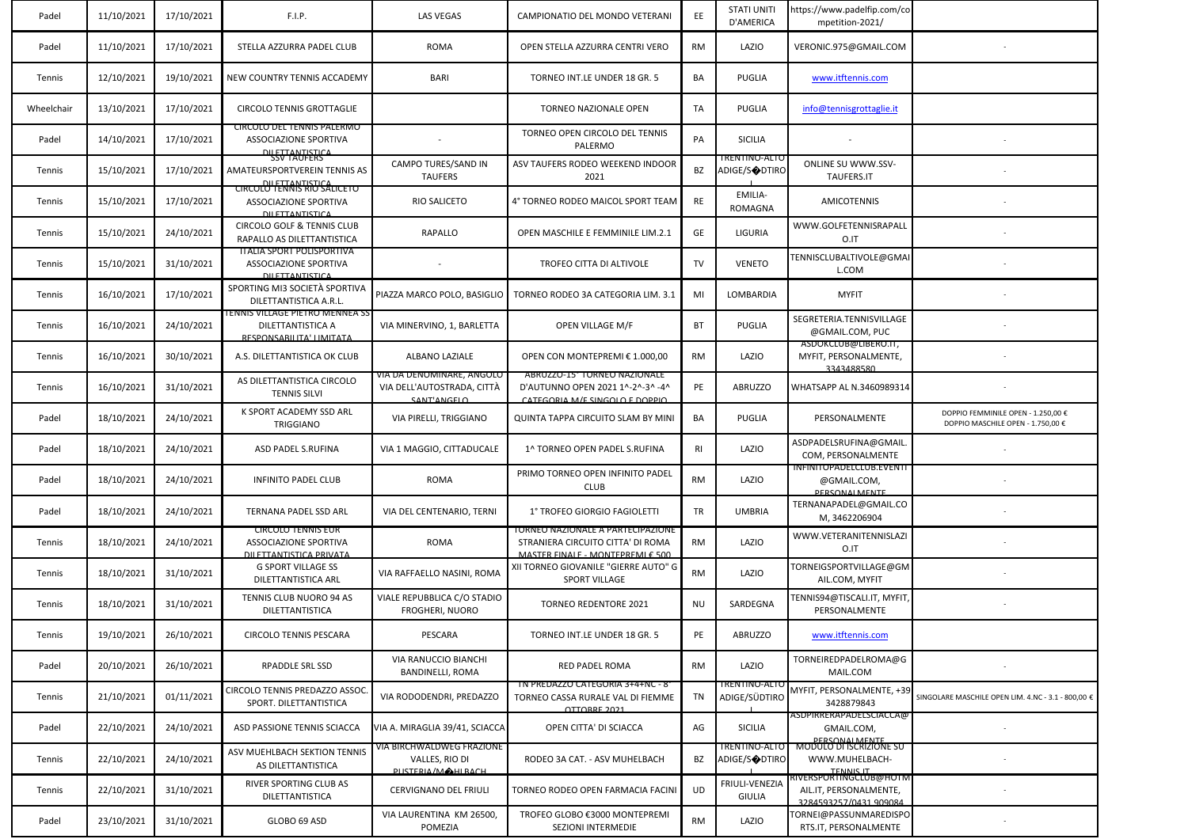| Padel | 11/10/2021 | 17/10/2021 | F.I.P. | LAS VEGAS | CAMPIONATIO DEL MONDO VETERANI | EE | STATI UNITI D'AMERICA | https://www.padelfip.com/competition-2021/ | |
|---|---|---|---|---|---|---|---|---|---|
| Padel | 11/10/2021 | 17/10/2021 | STELLA AZZURRA PADEL CLUB | ROMA | OPEN STELLA AZZURRA CENTRI VERO | RM | LAZIO | VERONIC.975@GMAIL.COM | - |
| Tennis | 12/10/2021 | 19/10/2021 | NEW COUNTRY TENNIS ACCADEMY | BARI | TORNEO INT.LE UNDER 18 GR. 5 | BA | PUGLIA | www.itftennis.com | |
| Wheelchair | 13/10/2021 | 17/10/2021 | CIRCOLO TENNIS GROTTAGLIE | | TORNEO NAZIONALE OPEN | TA | PUGLIA | info@tennisgrottaglie.it | |
| Padel | 14/10/2021 | 17/10/2021 | CIRCOLO DEL TENNIS PALERMO ASSOCIAZIONE SPORTIVA DILETTANTISTICA | - | TORNEO OPEN CIRCOLO DEL TENNIS PALERMO | PA | SICILIA | - | - |
| Tennis | 15/10/2021 | 17/10/2021 | SSV TAUFERS AMATEURSPORTVEREIN TENNIS AS DILETTANTISTICA | CAMPO TURES/SAND IN TAUFERS | ASV TAUFERS RODEO WEEKEND INDOOR 2021 | BZ | TRENTINO-ALTO ADIGE/S�DTIROL | ONLINE SU WWW.SSV-TAUFERS.IT | - |
| Tennis | 15/10/2021 | 17/10/2021 | CIRCOLO TENNIS RIO SALICETO ASSOCIAZIONE SPORTIVA DILETTANTISTICA | RIO SALICETO | 4° TORNEO RODEO MAICOL SPORT TEAM | RE | EMILIA-ROMAGNA | AMICOTENNIS | - |
| Tennis | 15/10/2021 | 24/10/2021 | CIRCOLO GOLF & TENNIS CLUB RAPALLO AS DILETTANTISTICA | RAPALLO | OPEN MASCHILE E FEMMINILE LIM.2.1 | GE | LIGURIA | WWW.GOLFETENNISRAPALLO.IT | - |
| Tennis | 15/10/2021 | 31/10/2021 | ITALIA SPORT POLISPORTIVA ASSOCIAZIONE SPORTIVA DILETTANTISTICA | - | TROFEO CITTA DI ALTIVOLE | TV | VENETO | TENNISCLUBALTIVOLE@GMAIL.COM | - |
| Tennis | 16/10/2021 | 17/10/2021 | SPORTING MI3 SOCIETÀ SPORTIVA DILETTANTISTICA A.R.L. | PIAZZA MARCO POLO, BASIGLIO | TORNEO RODEO 3A CATEGORIA LIM. 3.1 | MI | LOMBARDIA | MYFIT | - |
| Tennis | 16/10/2021 | 24/10/2021 | TENNIS VILLAGE PIETRO MENNEA SS DILETTANTISTICA A RESPONSABILITA' LIMITATA | VIA MINERVINO, 1, BARLETTA | OPEN VILLAGE M/F | BT | PUGLIA | SEGRETERIA.TENNISVILLAGE@GMAIL.COM, PUC | - |
| Tennis | 16/10/2021 | 30/10/2021 | A.S. DILETTANTISTICA OK CLUB | ALBANO LAZIALE | OPEN CON MONTEPREMI € 1.000,00 | RM | LAZIO | ASDOKCLUB@LIBERO.IT, MYFIT, PERSONALMENTE, 3343488580 | - |
| Tennis | 16/10/2021 | 31/10/2021 | AS DILETTANTISTICA CIRCOLO TENNIS SILVI | VIA DA DENOMINARE, ANGOLO VIA DELL'AUTOSTRADA, CITTÀ SANT'ANGELO | ABRUZZO-15° TORNEO NAZIONALE D'AUTUNNO OPEN 2021 1^-2^-3^ -4^ CATEGORIA M/F SINGOLO E DOPPIO | PE | ABRUZZO | WHATSAPP AL N.3460989314 | - |
| Padel | 18/10/2021 | 24/10/2021 | K SPORT ACADEMY SSD ARL TRIGGIANO | VIA PIRELLI, TRIGGIANO | QUINTA TAPPA CIRCUITO SLAM BY MINI | BA | PUGLIA | PERSONALMENTE | DOPPIO FEMMINILE OPEN - 1.250,00 € DOPPIO MASCHILE OPEN - 1.750,00 € |
| Padel | 18/10/2021 | 24/10/2021 | ASD PADEL S.RUFINA | VIA 1 MAGGIO, CITTADUCALE | 1^ TORNEO OPEN PADEL S.RUFINA | RI | LAZIO | ASDPADELSRUFINA@GMAIL.COM, PERSONALMENTE | - |
| Padel | 18/10/2021 | 24/10/2021 | INFINITO PADEL CLUB | ROMA | PRIMO TORNEO OPEN INFINITO PADEL CLUB | RM | LAZIO | INFINITOPADELCLUB.EVENTI@GMAIL.COM, PERSONALMENTE | - |
| Padel | 18/10/2021 | 24/10/2021 | TERNANA PADEL SSD ARL | VIA DEL CENTENARIO, TERNI | 1° TROFEO GIORGIO FAGIOLETTI | TR | UMBRIA | TERNANAPADEL@GMAIL.COM, 3462206904 | - |
| Tennis | 18/10/2021 | 24/10/2021 | CIRCOLO TENNIS EUR ASSOCIAZIONE SPORTIVA DILETTANTISTICA PRIVATA | ROMA | TORNEO NAZIONALE A PARTECIPAZIONE STRANIERA CIRCUITO CITTA' DI ROMA MASTER FINALE - MONTEPREMI € 500 | RM | LAZIO | WWW.VETERANITENNISLAZIO.IT | - |
| Tennis | 18/10/2021 | 31/10/2021 | G SPORT VILLAGE SS DILETTANTISTICA ARL | VIA RAFFAELLO NASINI, ROMA | XII TORNEO GIOVANILE "GIERRE AUTO" G SPORT VILLAGE | RM | LAZIO | TORNEIGSPORTVILLAGE@GMAIL.COM, MYFIT | - |
| Tennis | 18/10/2021 | 31/10/2021 | TENNIS CLUB NUORO 94 AS DILETTANTISTICA | VIALE REPUBBLICA C/O STADIO FROGHERI, NUORO | TORNEO REDENTORE 2021 | NU | SARDEGNA | TENNIS94@TISCALI.IT, MYFIT, PERSONALMENTE | - |
| Tennis | 19/10/2021 | 26/10/2021 | CIRCOLO TENNIS PESCARA | PESCARA | TORNEO INT.LE UNDER 18 GR. 5 | PE | ABRUZZO | www.itftennis.com | |
| Padel | 20/10/2021 | 26/10/2021 | RPADDLE SRL SSD | VIA RANUCCIO BIANCHI BANDINELLI, ROMA | RED PADEL ROMA | RM | LAZIO | TORNEIREDPADELROMA@GMAIL.COM | - |
| Tennis | 21/10/2021 | 01/11/2021 | CIRCOLO TENNIS PREDAZZO ASSOC. SPORT. DILETTANTISTICA | VIA RODODENDRI, PREDAZZO | TN PREDAZZO CATEGORIA 3+4+NC - 8° TORNEO CASSA RURALE VAL DI FIEMME OTTOBRE 2021 | TN | TRENTINO-ALTO ADIGE/SÜDTIROL | MYFIT, PERSONALMENTE, +39 3428879843 | SINGOLARE MASCHILE OPEN LIM. 4.NC - 3.1 - 800,00 € |
| Padel | 22/10/2021 | 24/10/2021 | ASD PASSIONE TENNIS SCIACCA | VIA A. MIRAGLIA 39/41, SCIACCA | OPEN CITTA' DI SCIACCA | AG | SICILIA | ASDPIRRERAPADELSCIACCA@GMAIL.COM, PERSONALMENTE | - |
| Tennis | 22/10/2021 | 24/10/2021 | ASV MUEHLBACH SEKTION TENNIS AS DILETTANTISTICA | VIA BIRCHWALDWEG FRAZIONE VALLES, RIO DI PUSTERIA/M�HLBACH | RODEO 3A CAT. - ASV MUHELBACH | BZ | TRENTINO-ALTO ADIGE/S�DTIROL | MODULO DI ISCRIZIONE SU WWW.MUHELBACH-TENNIS.IT | - |
| Tennis | 22/10/2021 | 31/10/2021 | RIVER SPORTING CLUB AS DILETTANTISTICA | CERVIGNANO DEL FRIULI | TORNEO RODEO OPEN FARMACIA FACINI | UD | FRIULI-VENEZIA GIULIA | RIVERSPORTINGCLUB@HOTMAIL.IT, PERSONALMENTE, 3284593257/0431 909084 | - |
| Padel | 23/10/2021 | 31/10/2021 | GLOBO 69 ASD | VIA LAURENTINA KM 26500, POMEZIA | TROFEO GLOBO €3000 MONTEPREMI SEZIONI INTERMEDIE | RM | LAZIO | TORNEI@PASSUNMAREDISPORTS.IT, PERSONALMENTE | - |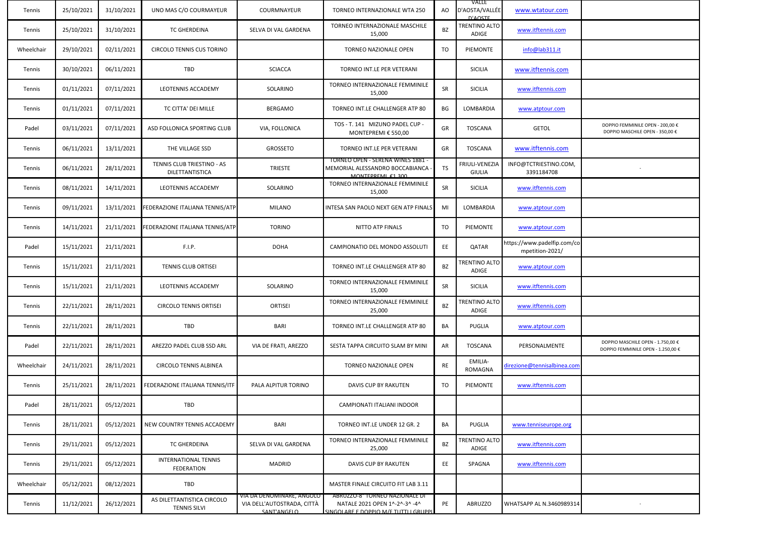| | | | | | | | | | |
|---|---|---|---|---|---|---|---|---|---|
| Tennis | 25/10/2021 | 31/10/2021 | UNO MAS C/O COURMAYEUR | COURMNAYEUR | TORNEO INTERNAZIONALE WTA 250 | AO | VALLE D'AOSTA/VALLÉE D'AOSTE | www.wtatour.com | |
| Tennis | 25/10/2021 | 31/10/2021 | TC GHERDEINA | SELVA DI VAL GARDENA | TORNEO INTERNAZIONALE MASCHILE 15,000 | BZ | TRENTINO ALTO ADIGE | www.itftennis.com | |
| Wheelchair | 29/10/2021 | 02/11/2021 | CIRCOLO TENNIS CUS TORINO | | TORNEO NAZIONALE OPEN | TO | PIEMONTE | info@lab311.it | |
| Tennis | 30/10/2021 | 06/11/2021 | TBD | SCIACCA | TORNEO INT.LE PER VETERANI | | SICILIA | www.itftennis.com | |
| Tennis | 01/11/2021 | 07/11/2021 | LEOTENNIS ACCADEMY | SOLARINO | TORNEO INTERNAZIONALE FEMMINILE 15,000 | SR | SICILIA | www.itftennis.com | |
| Tennis | 01/11/2021 | 07/11/2021 | TC CITTA' DEI MILLE | BERGAMO | TORNEO INT.LE CHALLENGER ATP 80 | BG | LOMBARDIA | www.atptour.com | |
| Padel | 03/11/2021 | 07/11/2021 | ASD FOLLONICA SPORTING CLUB | VIA, FOLLONICA | TOS - T. 141 MIZUNO PADEL CUP - MONTEPREMI € 550,00 | GR | TOSCANA | GETOL | DOPPIO FEMMINILE OPEN - 200,00 € DOPPIO MASCHILE OPEN - 350,00 € |
| Tennis | 06/11/2021 | 13/11/2021 | THE VILLAGE SSD | GROSSETO | TORNEO INT.LE PER VETERANI | GR | TOSCANA | www.itftennis.com | |
| Tennis | 06/11/2021 | 28/11/2021 | TENNIS CLUB TRIESTINO - AS DILETTANTISTICA | TRIESTE | TORNEO OPEN - SERENA WINES 1881 - MEMORIAL ALESSANDRO BOCCABIANCA - MONTEPREMI €1.300 | TS | FRIULI-VENEZIA GIULIA | INFO@TCTRIESTINO.COM, 3391184708 | - |
| Tennis | 08/11/2021 | 14/11/2021 | LEOTENNIS ACCADEMY | SOLARINO | TORNEO INTERNAZIONALE FEMMINILE 15,000 | SR | SICILIA | www.itftennis.com | |
| Tennis | 09/11/2021 | 13/11/2021 | FEDERAZIONE ITALIANA TENNIS/ATP | MILANO | INTESA SAN PAOLO NEXT GEN ATP FINALS | MI | LOMBARDIA | www.atptour.com | |
| Tennis | 14/11/2021 | 21/11/2021 | FEDERAZIONE ITALIANA TENNIS/ATP | TORINO | NITTO ATP FINALS | TO | PIEMONTE | www.atptour.com | |
| Padel | 15/11/2021 | 21/11/2021 | F.I.P. | DOHA | CAMPIONATIO DEL MONDO ASSOLUTI | EE | QATAR | https://www.padelfip.com/competition-2021/ | |
| Tennis | 15/11/2021 | 21/11/2021 | TENNIS CLUB ORTISEI | | TORNEO INT.LE CHALLENGER ATP 80 | BZ | TRENTINO ALTO ADIGE | www.atptour.com | |
| Tennis | 15/11/2021 | 21/11/2021 | LEOTENNIS ACCADEMY | SOLARINO | TORNEO INTERNAZIONALE FEMMINILE 15,000 | SR | SICILIA | www.itftennis.com | |
| Tennis | 22/11/2021 | 28/11/2021 | CIRCOLO TENNIS ORTISEI | ORTISEI | TORNEO INTERNAZIONALE FEMMINILE 25,000 | BZ | TRENTINO ALTO ADIGE | www.itftennis.com | |
| Tennis | 22/11/2021 | 28/11/2021 | TBD | BARI | TORNEO INT.LE CHALLENGER ATP 80 | BA | PUGLIA | www.atptour.com | |
| Padel | 22/11/2021 | 28/11/2021 | AREZZO PADEL CLUB SSD ARL | VIA DE FRATI, AREZZO | SESTA TAPPA CIRCUITO SLAM BY MINI | AR | TOSCANA | PERSONALMENTE | DOPPIO MASCHILE OPEN - 1.750,00 € DOPPIO FEMMINILE OPEN - 1.250,00 € |
| Wheelchair | 24/11/2021 | 28/11/2021 | CIRCOLO TENNIS ALBINEA | | TORNEO NAZIONALE OPEN | RE | EMILIA-ROMAGNA | direzione@tennisalbinea.com | |
| Tennis | 25/11/2021 | 28/11/2021 | FEDERAZIONE ITALIANA TENNIS/ITF | PALA ALPITUR TORINO | DAVIS CUP BY RAKUTEN | TO | PIEMONTE | www.itftennis.com | |
| Padel | 28/11/2021 | 05/12/2021 | TBD | | CAMPIONATI ITALIANI INDOOR | | | | |
| Tennis | 28/11/2021 | 05/12/2021 | NEW COUNTRY TENNIS ACCADEMY | BARI | TORNEO INT.LE UNDER 12 GR. 2 | BA | PUGLIA | www.tenniseurope.org | |
| Tennis | 29/11/2021 | 05/12/2021 | TC GHERDEINA | SELVA DI VAL GARDENA | TORNEO INTERNAZIONALE FEMMINILE 25,000 | BZ | TRENTINO ALTO ADIGE | www.itftennis.com | |
| Tennis | 29/11/2021 | 05/12/2021 | INTERNATIONAL TENNIS FEDERATION | MADRID | DAVIS CUP BY RAKUTEN | EE | SPAGNA | www.itftennis.com | |
| Wheelchair | 05/12/2021 | 08/12/2021 | TBD | | MASTER FINALE CIRCUITO FIT LAB 3.11 | | | | |
| Tennis | 11/12/2021 | 26/12/2021 | AS DILETTANTISTICA CIRCOLO TENNIS SILVI | VIA DA DENOMINARE, ANGOLO VIA DELL'AUTOSTRADA, CITTÀ SANT'ANGELO | ABRUZZO-8° TORNEO NAZIONALE DI NATALE 2021 OPEN 1^-2^-3^-4^ SINGOLARE E DOPPIO M/F TUTTI I GRUPPI | PE | ABRUZZO | WHATSAPP AL N.3460989314 | - |